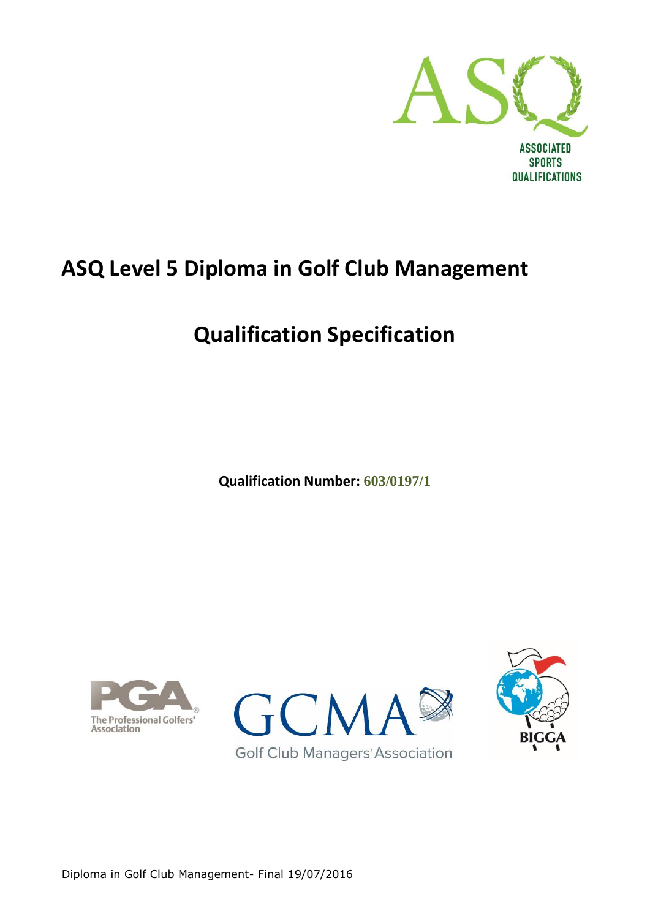# ASQ Level 5 Diploma in Golf Club Management

# Qualification Specification

**Qualification Number: 603/0197/1**

Diploma in Golf Club Management- Final 19/07/2016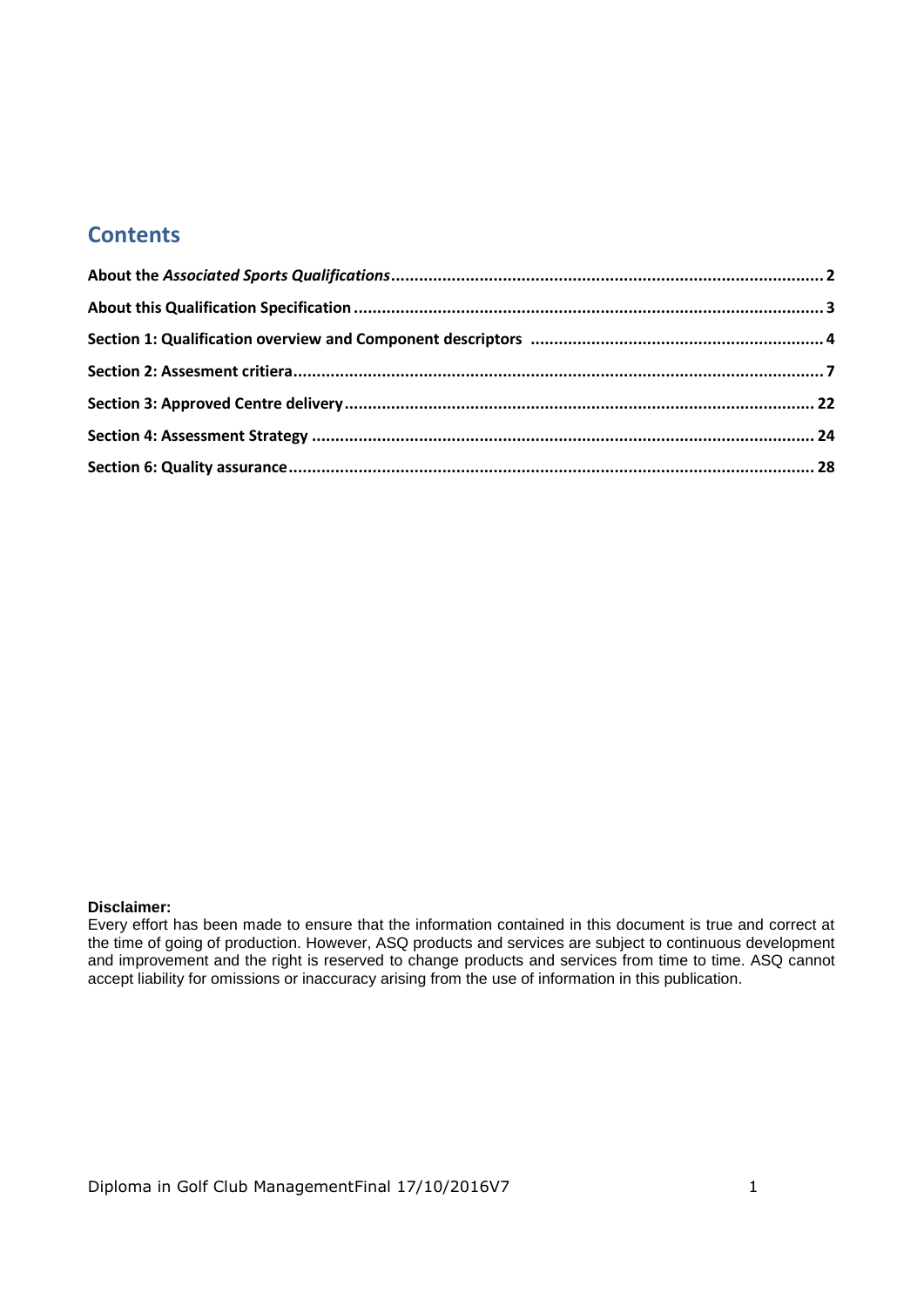## Contents

**About the *Associated Sports Qualifications*............................................................................................ 2**

**About this Qualification Specification .................................................................................................... 3**

**Section 1: Qualification overview and Component descriptors .............................................................. 4**

**Section 2: Assesment critiera.................................................................................................................. 7**

**Section 3: Approved Centre delivery................................................................................................... 22**

**Section 4: Assessment Strategy ........................................................................................................... 24**

**Section 6: Quality assurance................................................................................................................ 28**

**Disclaimer:**
Every effort has been made to ensure that the information contained in this document is true and correct at the time of going of production. However, ASQ products and services are subject to continuous development and improvement and the right is reserved to change products and services from time to time. ASQ cannot accept liability for omissions or inaccuracy arising from the use of information in this publication.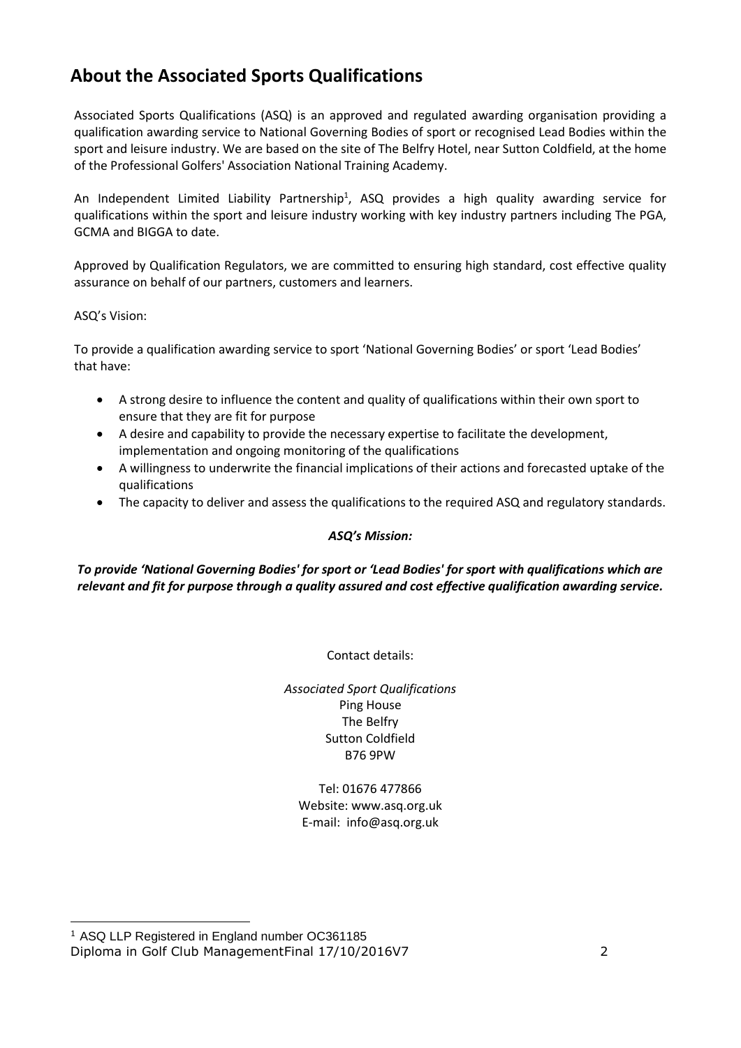## About the Associated Sports Qualifications

Associated Sports Qualifications (ASQ) is an approved and regulated awarding organisation providing a qualification awarding service to National Governing Bodies of sport or recognised Lead Bodies within the sport and leisure industry. We are based on the site of The Belfry Hotel, near Sutton Coldfield, at the home of the Professional Golfers' Association National Training Academy.

An Independent Limited Liability Partnership[1], ASQ provides a high quality awarding service for qualifications within the sport and leisure industry working with key industry partners including The PGA, GCMA and BIGGA to date.

Approved by Qualification Regulators, we are committed to ensuring high standard, cost effective quality assurance on behalf of our partners, customers and learners.

ASQ's Vision:

To provide a qualification awarding service to sport 'National Governing Bodies' or sport 'Lead Bodies' that have:

- A strong desire to influence the content and quality of qualifications within their own sport to ensure that they are fit for purpose
- A desire and capability to provide the necessary expertise to facilitate the development, implementation and ongoing monitoring of the qualifications
- A willingness to underwrite the financial implications of their actions and forecasted uptake of the qualifications
- The capacity to deliver and assess the qualifications to the required ASQ and regulatory standards.

***ASQ's Mission:***

***To provide 'National Governing Bodies' for sport or 'Lead Bodies' for sport with qualifications which are relevant and fit for purpose through a quality assured and cost effective qualification awarding service.***

Contact details:

*Associated Sport Qualifications*
Ping House
The Belfry
Sutton Coldfield
B76 9PW

Tel: 01676 477866
Website: www.asq.org.uk
E-mail: info@asq.org.uk

[1] ASQ LLP Registered in England number OC361185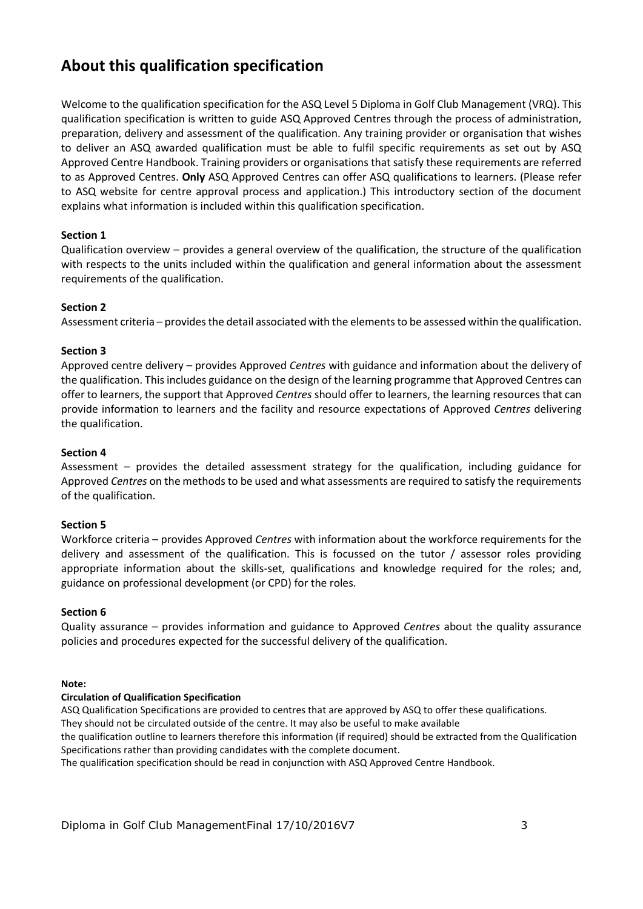# About this qualification specification

Welcome to the qualification specification for the ASQ Level 5 Diploma in Golf Club Management (VRQ). This qualification specification is written to guide ASQ Approved Centres through the process of administration, preparation, delivery and assessment of the qualification. Any training provider or organisation that wishes to deliver an ASQ awarded qualification must be able to fulfil specific requirements as set out by ASQ Approved Centre Handbook. Training providers or organisations that satisfy these requirements are referred to as Approved Centres. **Only** ASQ Approved Centres can offer ASQ qualifications to learners. (Please refer to ASQ website for centre approval process and application.) This introductory section of the document explains what information is included within this qualification specification.

**Section 1**
Qualification overview – provides a general overview of the qualification, the structure of the qualification with respects to the units included within the qualification and general information about the assessment requirements of the qualification.

**Section 2**
Assessment criteria – provides the detail associated with the elements to be assessed within the qualification.

**Section 3**
Approved centre delivery – provides Approved *Centres* with guidance and information about the delivery of the qualification. This includes guidance on the design of the learning programme that Approved Centres can offer to learners, the support that Approved *Centres* should offer to learners, the learning resources that can provide information to learners and the facility and resource expectations of Approved *Centres* delivering the qualification.

**Section 4**
Assessment – provides the detailed assessment strategy for the qualification, including guidance for Approved *Centres* on the methods to be used and what assessments are required to satisfy the requirements of the qualification.

**Section 5**
Workforce criteria – provides Approved *Centres* with information about the workforce requirements for the delivery and assessment of the qualification. This is focussed on the tutor / assessor roles providing appropriate information about the skills-set, qualifications and knowledge required for the roles; and, guidance on professional development (or CPD) for the roles.

**Section 6**
Quality assurance – provides information and guidance to Approved *Centres* about the quality assurance policies and procedures expected for the successful delivery of the qualification.

**Note:**
**Circulation of Qualification Specification**
ASQ Qualification Specifications are provided to centres that are approved by ASQ to offer these qualifications. They should not be circulated outside of the centre. It may also be useful to make available the qualification outline to learners therefore this information (if required) should be extracted from the Qualification Specifications rather than providing candidates with the complete document.
The qualification specification should be read in conjunction with ASQ Approved Centre Handbook.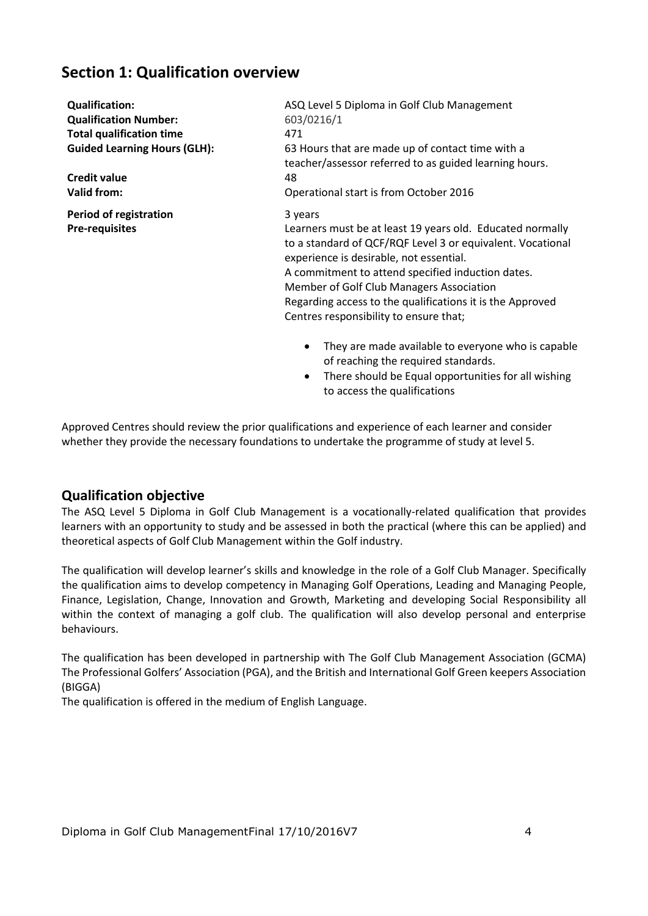## Section 1: Qualification overview

| | |
|---|---|
| **Qualification:** | ASQ Level 5 Diploma in Golf Club Management |
| **Qualification Number:** | 603/0216/1 |
| **Total qualification time** | 471 |
| **Guided Learning Hours (GLH):** | 63 Hours that are made up of contact time with a teacher/assessor referred to as guided learning hours. |
| **Credit value** | 48 |
| **Valid from:** | Operational start is from October 2016 |
| **Period of registration** | 3 years |
| **Pre-requisites** | Learners must be at least 19 years old. Educated normally to a standard of QCF/RQF Level 3 or equivalent. Vocational experience is desirable, not essential.<br>A commitment to attend specified induction dates.<br>Member of Golf Club Managers Association<br>Regarding access to the qualifications it is the Approved Centres responsibility to ensure that;<br>• They are made available to everyone who is capable of reaching the required standards.<br>• There should be Equal opportunities for all wishing to access the qualifications |

Approved Centres should review the prior qualifications and experience of each learner and consider whether they provide the necessary foundations to undertake the programme of study at level 5.

### Qualification objective

The ASQ Level 5 Diploma in Golf Club Management is a vocationally-related qualification that provides learners with an opportunity to study and be assessed in both the practical (where this can be applied) and theoretical aspects of Golf Club Management within the Golf industry.

The qualification will develop learner's skills and knowledge in the role of a Golf Club Manager. Specifically the qualification aims to develop competency in Managing Golf Operations, Leading and Managing People, Finance, Legislation, Change, Innovation and Growth, Marketing and developing Social Responsibility all within the context of managing a golf club. The qualification will also develop personal and enterprise behaviours.

The qualification has been developed in partnership with The Golf Club Management Association (GCMA) The Professional Golfers' Association (PGA), and the British and International Golf Green keepers Association (BIGGA)

The qualification is offered in the medium of English Language.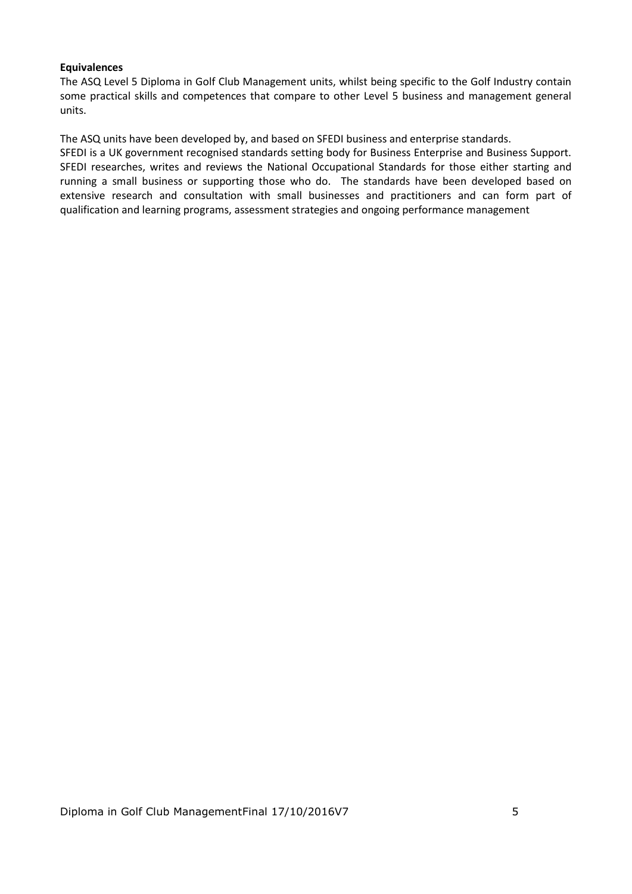**Equivalences**

The ASQ Level 5 Diploma in Golf Club Management units, whilst being specific to the Golf Industry contain some practical skills and competences that compare to other Level 5 business and management general units.

The ASQ units have been developed by, and based on SFEDI business and enterprise standards.
SFEDI is a UK government recognised standards setting body for Business Enterprise and Business Support. SFEDI researches, writes and reviews the National Occupational Standards for those either starting and running a small business or supporting those who do. The standards have been developed based on extensive research and consultation with small businesses and practitioners and can form part of qualification and learning programs, assessment strategies and ongoing performance management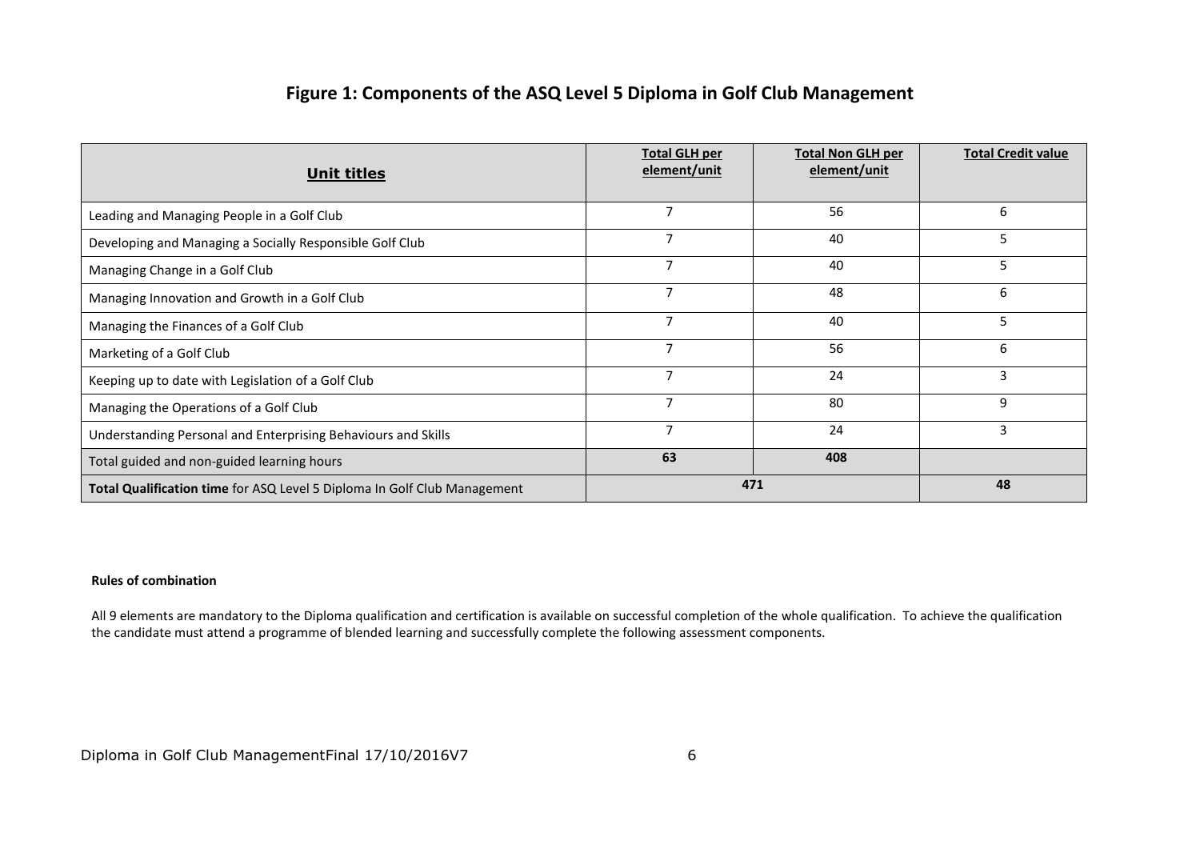## Figure 1: Components of the ASQ Level 5 Diploma in Golf Club Management

| Unit titles | Total GLH per element/unit | Total Non GLH per element/unit | Total Credit value |
|---|---|---|---|
| Leading and Managing People in a Golf Club | 7 | 56 | 6 |
| Developing and Managing a Socially Responsible Golf Club | 7 | 40 | 5 |
| Managing Change in a Golf Club | 7 | 40 | 5 |
| Managing Innovation and Growth in a Golf Club | 7 | 48 | 6 |
| Managing the Finances of a Golf Club | 7 | 40 | 5 |
| Marketing of a Golf Club | 7 | 56 | 6 |
| Keeping up to date with Legislation of a Golf Club | 7 | 24 | 3 |
| Managing the Operations of a Golf Club | 7 | 80 | 9 |
| Understanding Personal and Enterprising Behaviours and Skills | 7 | 24 | 3 |
| Total guided and non-guided learning hours | **63** | **408** | |
| **Total Qualification time** for ASQ Level 5 Diploma In Golf Club Management | **471** | | **48** |

**Rules of combination**

All 9 elements are mandatory to the Diploma qualification and certification is available on successful completion of the whole qualification. To achieve the qualification the candidate must attend a programme of blended learning and successfully complete the following assessment components.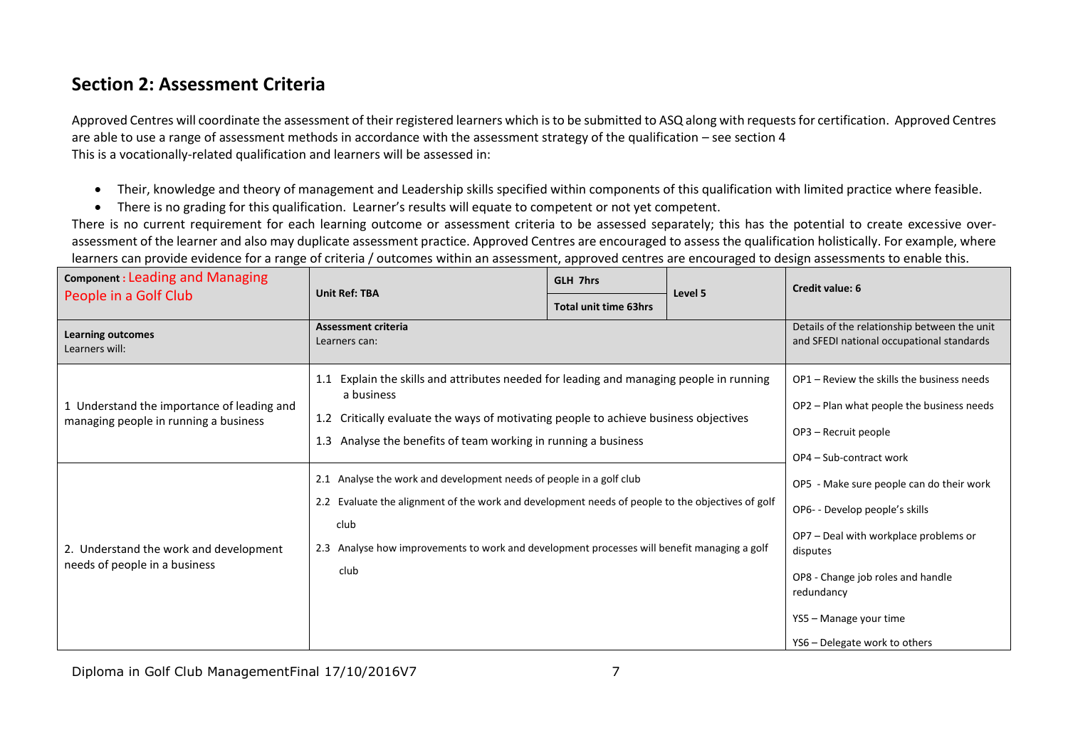## Section 2: Assessment Criteria

Approved Centres will coordinate the assessment of their registered learners which is to be submitted to ASQ along with requests for certification. Approved Centres are able to use a range of assessment methods in accordance with the assessment strategy of the qualification – see section 4
This is a vocationally-related qualification and learners will be assessed in:

- Their, knowledge and theory of management and Leadership skills specified within components of this qualification with limited practice where feasible.
- There is no grading for this qualification. Learner's results will equate to competent or not yet competent.

There is no current requirement for each learning outcome or assessment criteria to be assessed separately; this has the potential to create excessive over-assessment of the learner and also may duplicate assessment practice. Approved Centres are encouraged to assess the qualification holistically. For example, where learners can provide evidence for a range of criteria / outcomes within an assessment, approved centres are encouraged to design assessments to enable this.

| **Component** : Leading and Managing People in a Golf Club | **Unit Ref: TBA** | **GLH 7hrs** / **Total unit time 63hrs** | **Level 5** | **Credit value: 6** |
|---|---|---|---|---|
| **Learning outcomes** Learners will: | **Assessment criteria** Learners can: | | | Details of the relationship between the unit and SFEDI national occupational standards |
| 1 Understand the importance of leading and managing people in running a business | 1.1 Explain the skills and attributes needed for leading and managing people in running a business<br>1.2 Critically evaluate the ways of motivating people to achieve business objectives<br>1.3 Analyse the benefits of team working in running a business | | | OP1 – Review the skills the business needs<br>OP2 – Plan what people the business needs<br>OP3 – Recruit people<br>OP4 – Sub-contract work<br>OP5 - Make sure people can do their work<br>OP6- - Develop people's skills<br>OP7 – Deal with workplace problems or disputes<br>OP8 - Change job roles and handle redundancy<br>YS5 – Manage your time<br>YS6 – Delegate work to others |
| 2. Understand the work and development needs of people in a business | 2.1 Analyse the work and development needs of people in a golf club<br>2.2 Evaluate the alignment of the work and development needs of people to the objectives of golf club<br>2.3 Analyse how improvements to work and development processes will benefit managing a golf club | | | |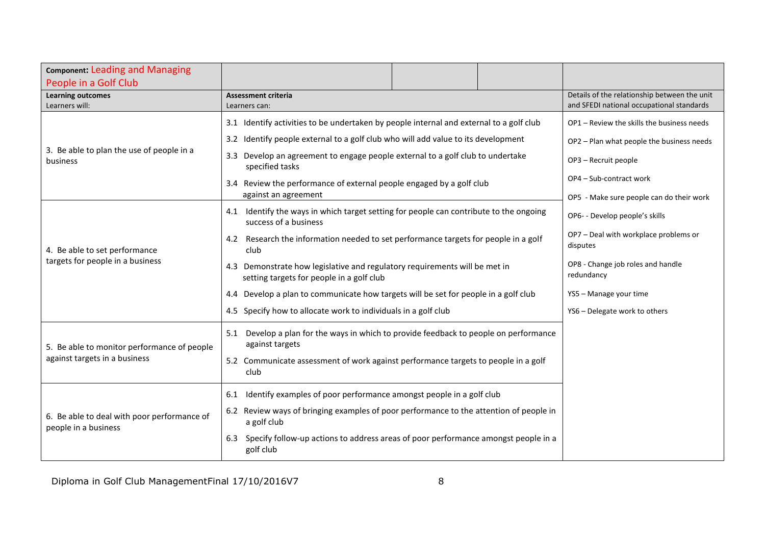| **Component:** Leading and Managing People in a Golf Club | | |
|---|---|---|
| **Learning outcomes**<br>Learners will: | **Assessment criteria**<br>Learners can: | Details of the relationship between the unit and SFEDI national occupational standards |
| 3. Be able to plan the use of people in a business | 3.1 Identify activities to be undertaken by people internal and external to a golf club<br>3.2 Identify people external to a golf club who will add value to its development<br>3.3 Develop an agreement to engage people external to a golf club to undertake specified tasks<br>3.4 Review the performance of external people engaged by a golf club against an agreement | OP1 – Review the skills the business needs<br>OP2 – Plan what people the business needs<br>OP3 – Recruit people<br>OP4 – Sub-contract work<br>OP5 - Make sure people can do their work<br>OP6- - Develop people's skills<br>OP7 – Deal with workplace problems or disputes<br>OP8 - Change job roles and handle redundancy<br>YS5 – Manage your time<br>YS6 – Delegate work to others |
| 4. Be able to set performance targets for people in a business | 4.1 Identify the ways in which target setting for people can contribute to the ongoing success of a business<br>4.2 Research the information needed to set performance targets for people in a golf club<br>4.3 Demonstrate how legislative and regulatory requirements will be met in setting targets for people in a golf club<br>4.4 Develop a plan to communicate how targets will be set for people in a golf club<br>4.5 Specify how to allocate work to individuals in a golf club | |
| 5. Be able to monitor performance of people against targets in a business | 5.1 Develop a plan for the ways in which to provide feedback to people on performance against targets<br>5.2 Communicate assessment of work against performance targets to people in a golf club | |
| 6. Be able to deal with poor performance of people in a business | 6.1 Identify examples of poor performance amongst people in a golf club<br>6.2 Review ways of bringing examples of poor performance to the attention of people in a golf club<br>6.3 Specify follow-up actions to address areas of poor performance amongst people in a golf club | |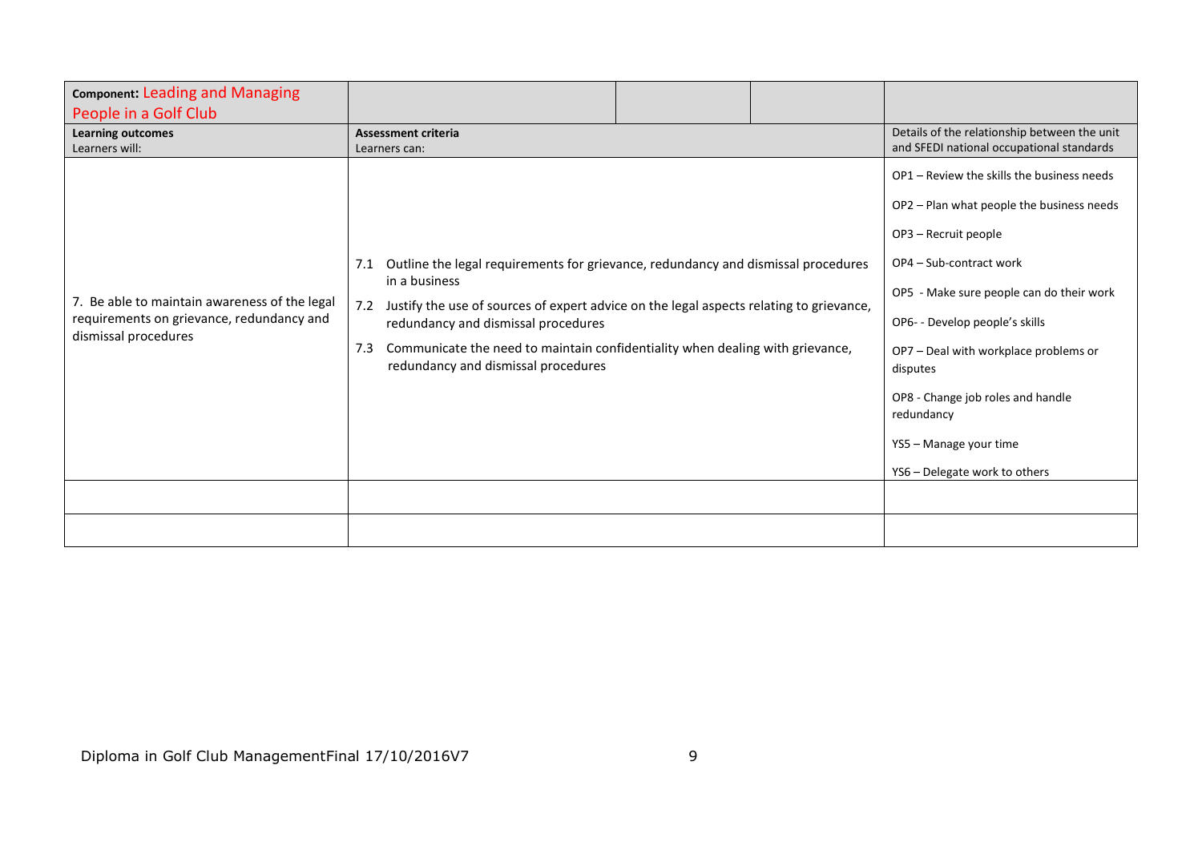| **Component:** Leading and Managing People in a Golf Club | | | | |
|---|---|---|---|---|
| **Learning outcomes**<br>Learners will: | **Assessment criteria**<br>Learners can: | | | Details of the relationship between the unit and SFEDI national occupational standards |
| 7. Be able to maintain awareness of the legal requirements on grievance, redundancy and dismissal procedures | 7.1 Outline the legal requirements for grievance, redundancy and dismissal procedures in a business<br>7.2 Justify the use of sources of expert advice on the legal aspects relating to grievance, redundancy and dismissal procedures<br>7.3 Communicate the need to maintain confidentiality when dealing with grievance, redundancy and dismissal procedures | | | OP1 – Review the skills the business needs<br>OP2 – Plan what people the business needs<br>OP3 – Recruit people<br>OP4 – Sub-contract work<br>OP5 - Make sure people can do their work<br>OP6- - Develop people's skills<br>OP7 – Deal with workplace problems or disputes<br>OP8 - Change job roles and handle redundancy<br>YS5 – Manage your time<br>YS6 – Delegate work to others |
| | | | | |
| | | | | |

Diploma in Golf Club ManagementFinal 17/10/2016V7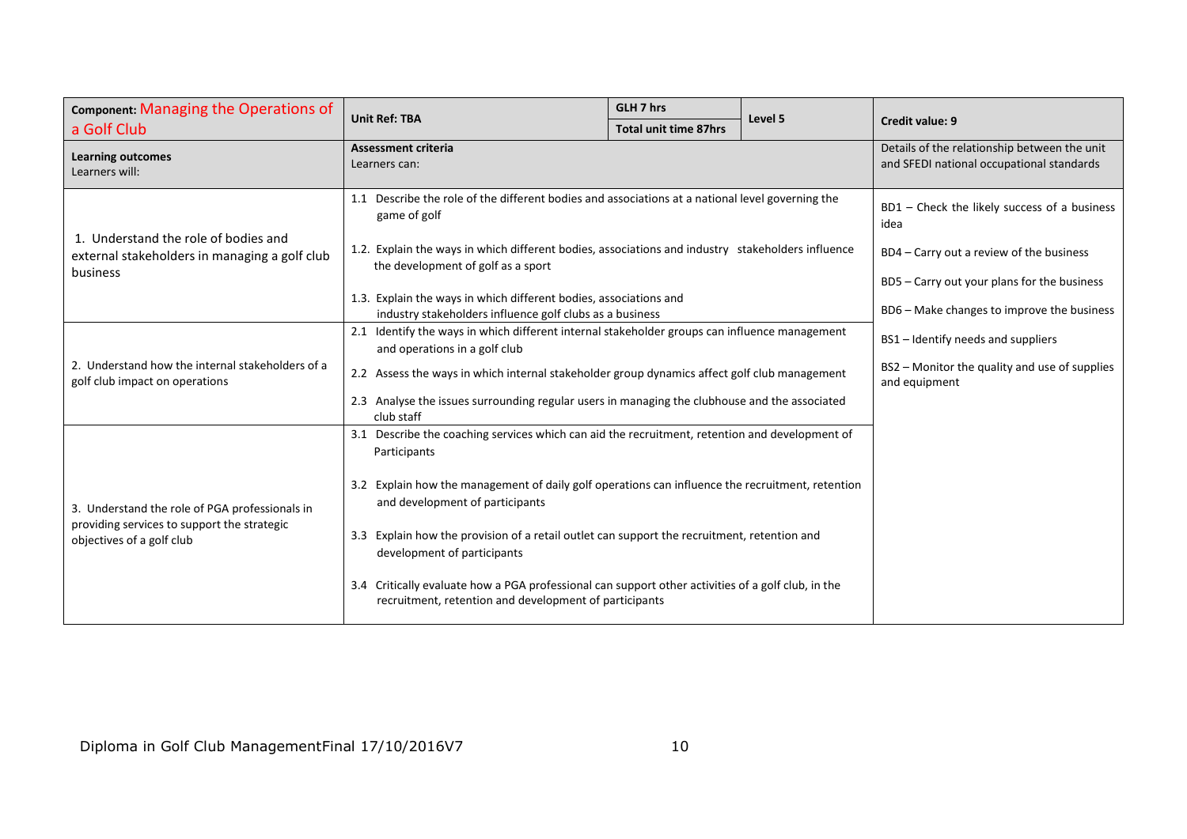| Component: Managing the Operations of a Golf Club | Unit Ref: TBA | GLH 7 hrs<br>Total unit time 87hrs | Level 5 | Credit value: 9 |
|---|---|---|---|---|
| **Learning outcomes**<br>Learners will: | **Assessment criteria**<br>Learners can: | | | Details of the relationship between the unit and SFEDI national occupational standards |
| 1. Understand the role of bodies and external stakeholders in managing a golf club business | 1.1 Describe the role of the different bodies and associations at a national level governing the game of golf<br><br>1.2. Explain the ways in which different bodies, associations and industry stakeholders influence the development of golf as a sport<br><br>1.3. Explain the ways in which different bodies, associations and industry stakeholders influence golf clubs as a business | | | BD1 – Check the likely success of a business idea<br><br>BD4 – Carry out a review of the business<br><br>BD5 – Carry out your plans for the business<br><br>BD6 – Make changes to improve the business<br><br>BS1 – Identify needs and suppliers<br><br>BS2 – Monitor the quality and use of supplies and equipment |
| 2. Understand how the internal stakeholders of a golf club impact on operations | 2.1 Identify the ways in which different internal stakeholder groups can influence management and operations in a golf club<br><br>2.2 Assess the ways in which internal stakeholder group dynamics affect golf club management<br><br>2.3 Analyse the issues surrounding regular users in managing the clubhouse and the associated club staff | | | |
| 3. Understand the role of PGA professionals in providing services to support the strategic objectives of a golf club | 3.1 Describe the coaching services which can aid the recruitment, retention and development of Participants<br><br>3.2 Explain how the management of daily golf operations can influence the recruitment, retention and development of participants<br><br>3.3 Explain how the provision of a retail outlet can support the recruitment, retention and development of participants<br><br>3.4 Critically evaluate how a PGA professional can support other activities of a golf club, in the recruitment, retention and development of participants | | | |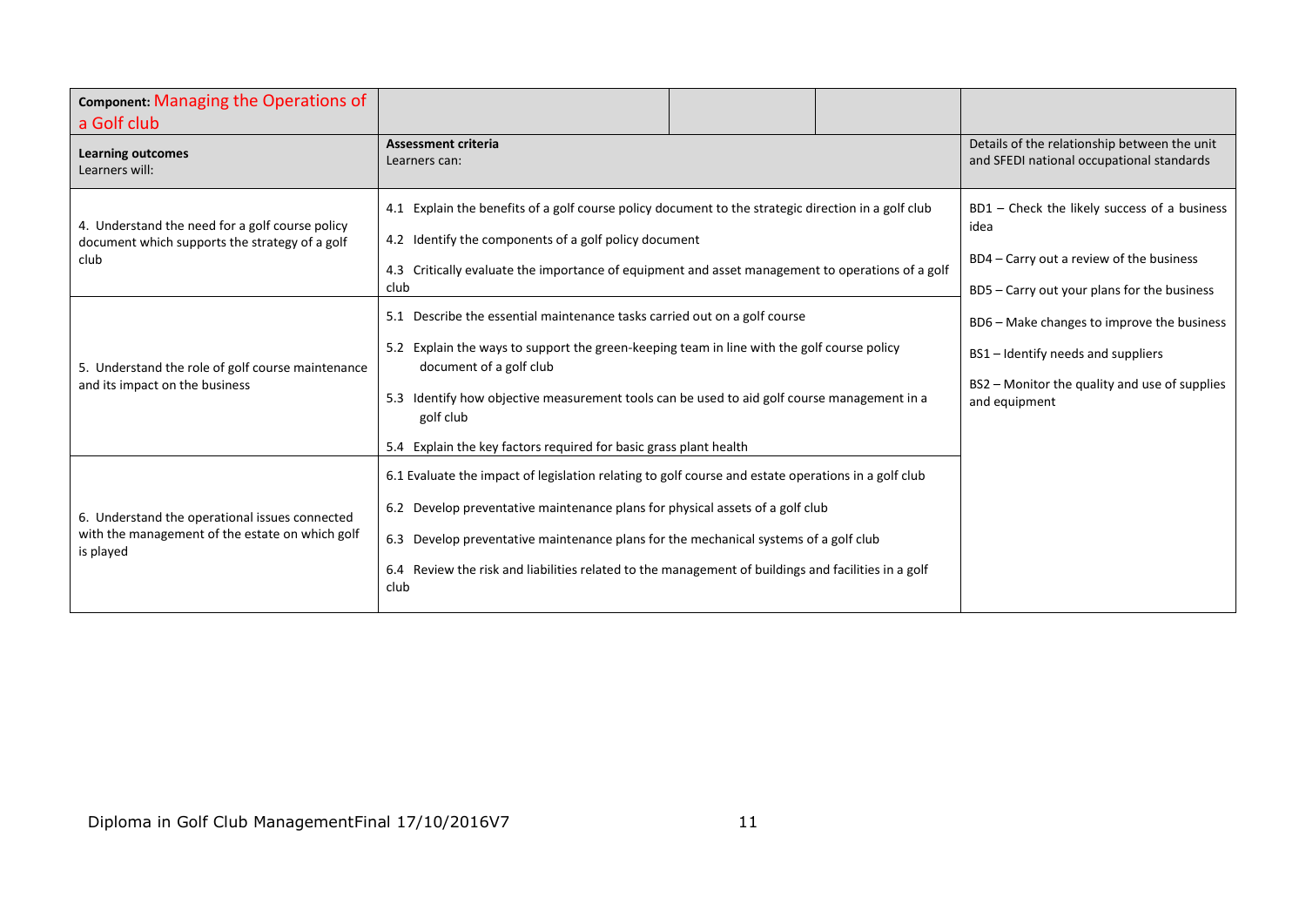| **Component:** Managing the Operations of a Golf club | | |
|---|---|---|
| **Learning outcomes**<br>Learners will: | **Assessment criteria**<br>Learners can: | Details of the relationship between the unit and SFEDI national occupational standards |
| 4. Understand the need for a golf course policy document which supports the strategy of a golf club | 4.1 Explain the benefits of a golf course policy document to the strategic direction in a golf club<br>4.2 Identify the components of a golf policy document<br>4.3 Critically evaluate the importance of equipment and asset management to operations of a golf club | BD1 – Check the likely success of a business idea<br>BD4 – Carry out a review of the business<br>BD5 – Carry out your plans for the business<br>BD6 – Make changes to improve the business<br>BS1 – Identify needs and suppliers<br>BS2 – Monitor the quality and use of supplies and equipment |
| 5. Understand the role of golf course maintenance and its impact on the business | 5.1 Describe the essential maintenance tasks carried out on a golf course<br>5.2 Explain the ways to support the green-keeping team in line with the golf course policy document of a golf club<br>5.3 Identify how objective measurement tools can be used to aid golf course management in a golf club<br>5.4 Explain the key factors required for basic grass plant health | |
| 6. Understand the operational issues connected with the management of the estate on which golf is played | 6.1 Evaluate the impact of legislation relating to golf course and estate operations in a golf club<br>6.2 Develop preventative maintenance plans for physical assets of a golf club<br>6.3 Develop preventative maintenance plans for the mechanical systems of a golf club<br>6.4 Review the risk and liabilities related to the management of buildings and facilities in a golf club | |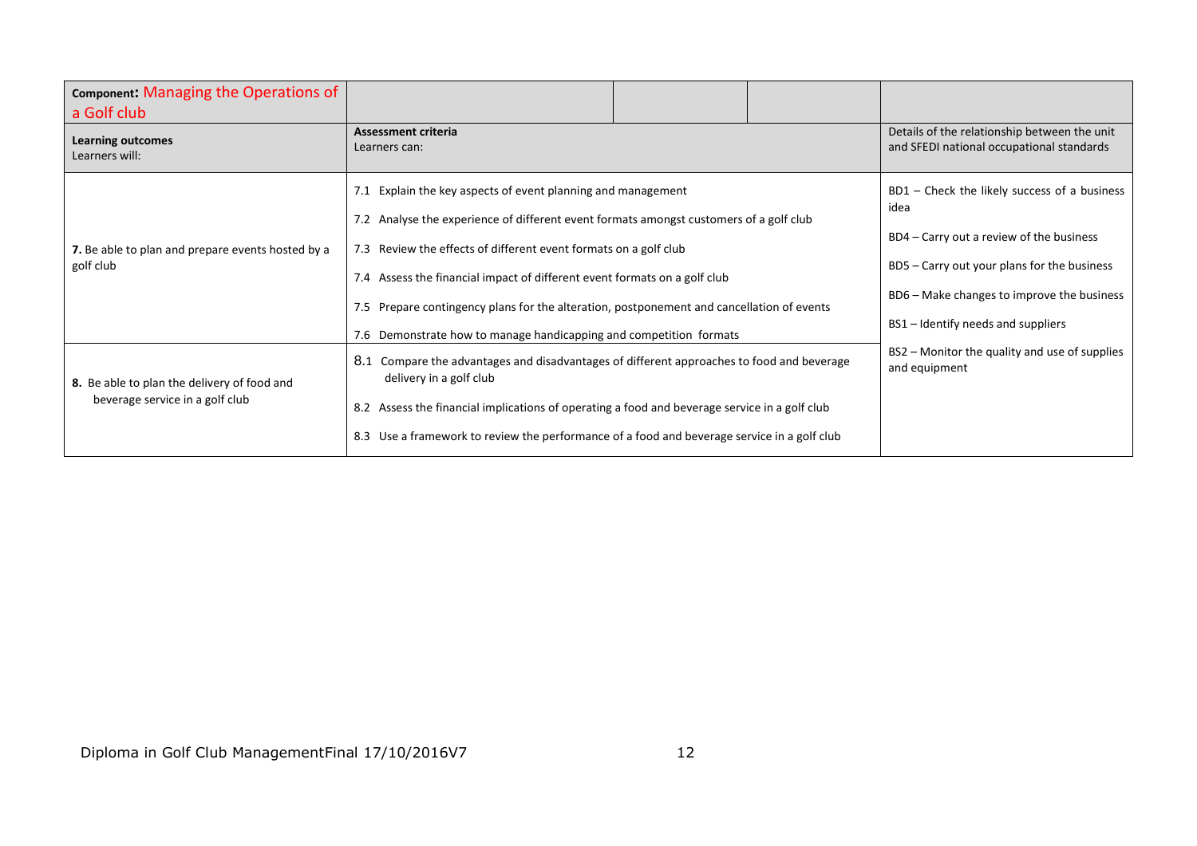| **Component:** Managing the Operations of a Golf club | | | | |
|---|---|---|---|---|
| **Learning outcomes**<br>Learners will: | **Assessment criteria**<br>Learners can: | | | Details of the relationship between the unit and SFEDI national occupational standards |
| **7.** Be able to plan and prepare events hosted by a golf club | 7.1 Explain the key aspects of event planning and management<br>7.2 Analyse the experience of different event formats amongst customers of a golf club<br>7.3 Review the effects of different event formats on a golf club<br>7.4 Assess the financial impact of different event formats on a golf club<br>7.5 Prepare contingency plans for the alteration, postponement and cancellation of events<br>7.6 Demonstrate how to manage handicapping and competition formats | | | BD1 – Check the likely success of a business idea<br>BD4 – Carry out a review of the business<br>BD5 – Carry out your plans for the business<br>BD6 – Make changes to improve the business<br>BS1 – Identify needs and suppliers<br>BS2 – Monitor the quality and use of supplies and equipment |
| **8.** Be able to plan the delivery of food and beverage service in a golf club | 8.1 Compare the advantages and disadvantages of different approaches to food and beverage delivery in a golf club<br>8.2 Assess the financial implications of operating a food and beverage service in a golf club<br>8.3 Use a framework to review the performance of a food and beverage service in a golf club | | | |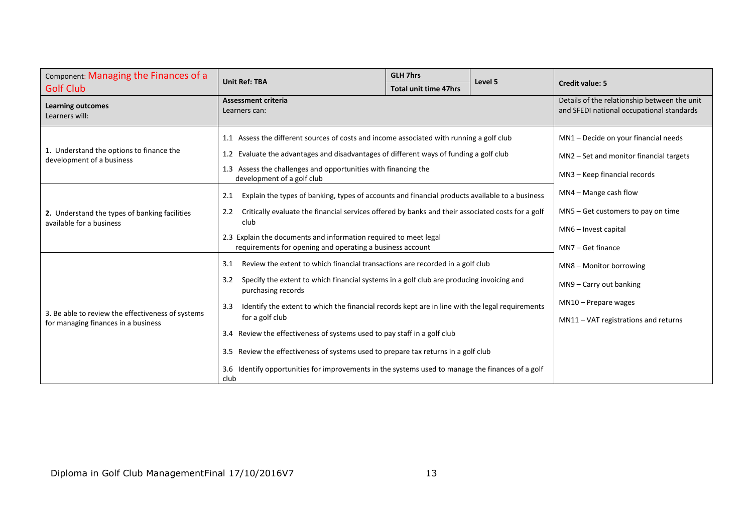| Component: Managing the Finances of a Golf Club | Unit Ref: TBA | GLH 7hrs / Total unit time 47hrs | Level 5 | Credit value: 5 |
|---|---|---|---|---|
| **Learning outcomes** Learners will: | **Assessment criteria** Learners can: | | | Details of the relationship between the unit and SFEDI national occupational standards |
| 1. Understand the options to finance the development of a business | 1.1 Assess the different sources of costs and income associated with running a golf club<br>1.2 Evaluate the advantages and disadvantages of different ways of funding a golf club<br>1.3 Assess the challenges and opportunities with financing the development of a golf club | | | MN1 – Decide on your financial needs<br>MN2 – Set and monitor financial targets<br>MN3 – Keep financial records<br>MN4 – Mange cash flow<br>MN5 – Get customers to pay on time<br>MN6 – Invest capital<br>MN7 – Get finance<br>MN8 – Monitor borrowing<br>MN9 – Carry out banking<br>MN10 – Prepare wages<br>MN11 – VAT registrations and returns |
| **2.** Understand the types of banking facilities available for a business | 2.1 Explain the types of banking, types of accounts and financial products available to a business<br>2.2 Critically evaluate the financial services offered by banks and their associated costs for a golf club<br>2.3 Explain the documents and information required to meet legal requirements for opening and operating a business account | | | |
| 3. Be able to review the effectiveness of systems for managing finances in a business | 3.1 Review the extent to which financial transactions are recorded in a golf club<br>3.2 Specify the extent to which financial systems in a golf club are producing invoicing and purchasing records<br>3.3 Identify the extent to which the financial records kept are in line with the legal requirements for a golf club<br>3.4 Review the effectiveness of systems used to pay staff in a golf club<br>3.5 Review the effectiveness of systems used to prepare tax returns in a golf club<br>3.6 Identify opportunities for improvements in the systems used to manage the finances of a golf club | | | |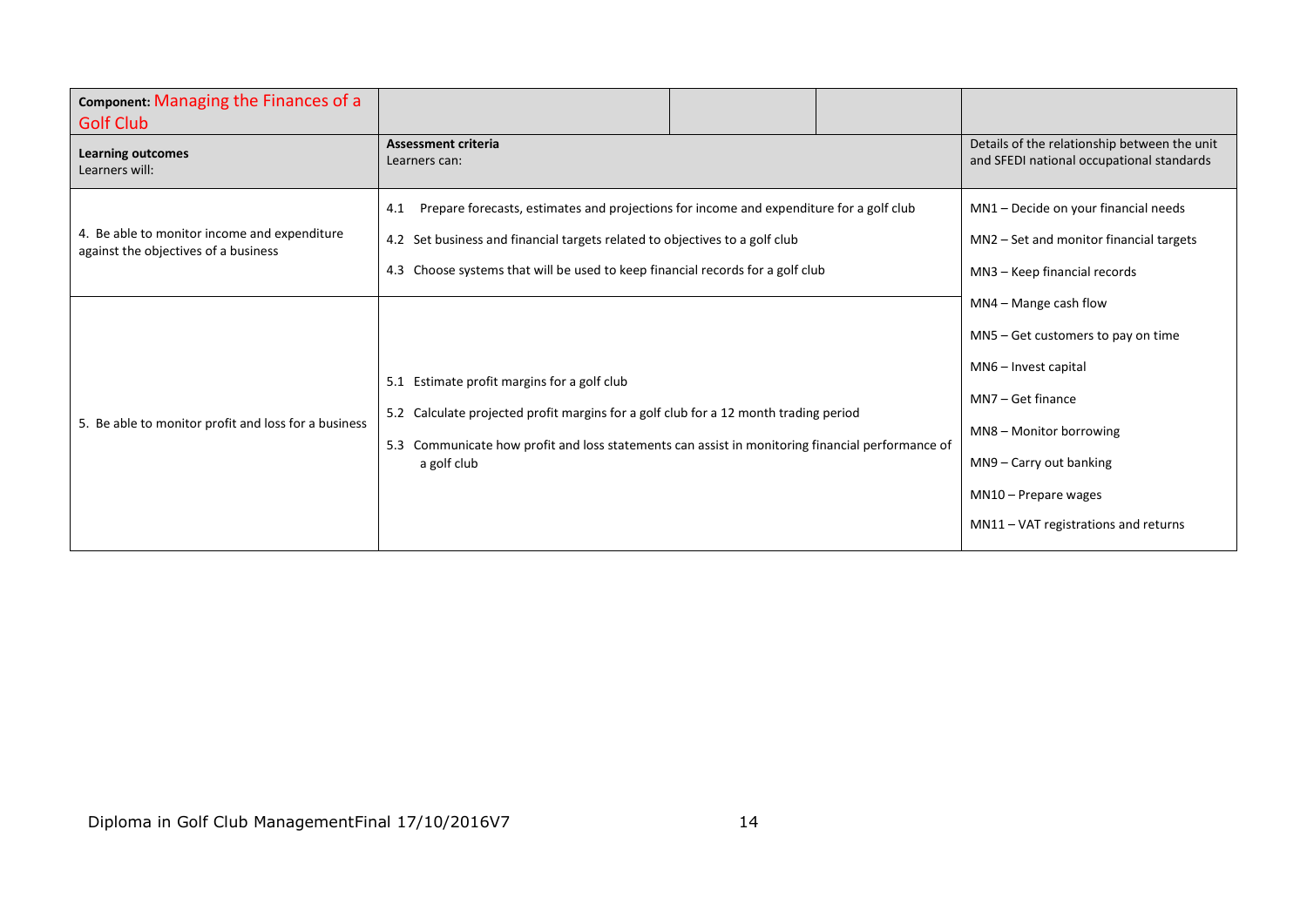| **Component:** Managing the Finances of a Golf Club | | |
|---|---|---|
| **Learning outcomes**<br>Learners will: | **Assessment criteria**<br>Learners can: | Details of the relationship between the unit and SFEDI national occupational standards |
| 4. Be able to monitor income and expenditure against the objectives of a business | 4.1 Prepare forecasts, estimates and projections for income and expenditure for a golf club<br>4.2 Set business and financial targets related to objectives to a golf club<br>4.3 Choose systems that will be used to keep financial records for a golf club | MN1 – Decide on your financial needs<br>MN2 – Set and monitor financial targets<br>MN3 – Keep financial records<br>MN4 – Mange cash flow<br>MN5 – Get customers to pay on time<br>MN6 – Invest capital<br>MN7 – Get finance<br>MN8 – Monitor borrowing<br>MN9 – Carry out banking<br>MN10 – Prepare wages<br>MN11 – VAT registrations and returns |
| 5. Be able to monitor profit and loss for a business | 5.1 Estimate profit margins for a golf club<br>5.2 Calculate projected profit margins for a golf club for a 12 month trading period<br>5.3 Communicate how profit and loss statements can assist in monitoring financial performance of a golf club | |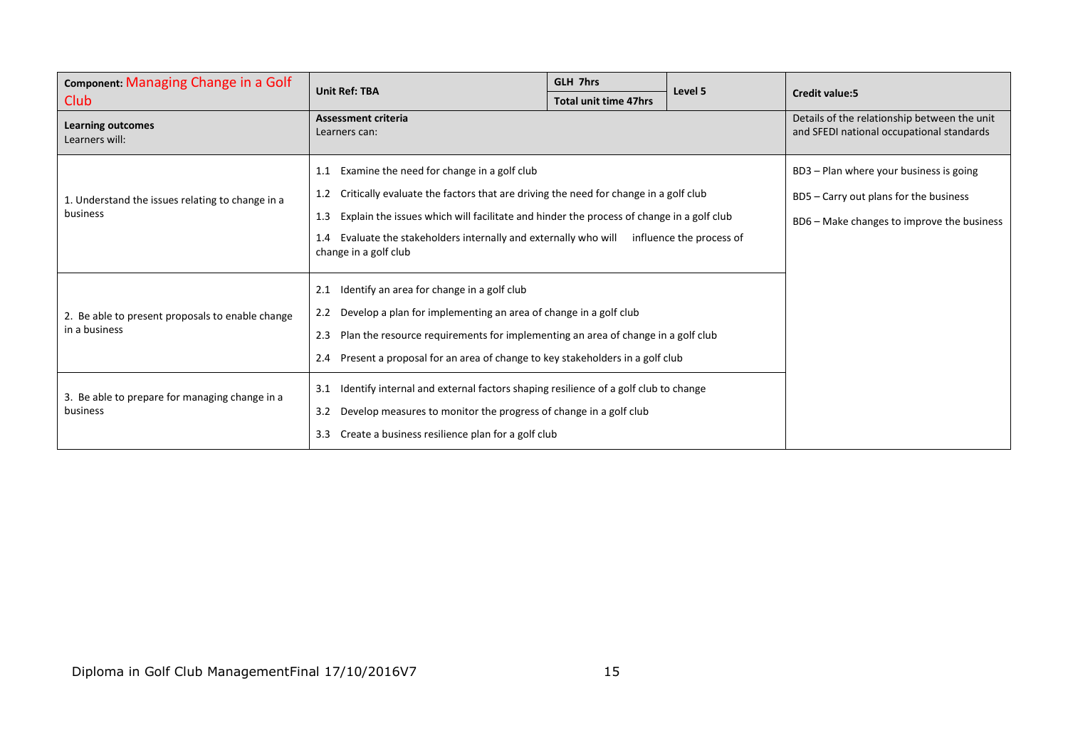| **Component:** Managing Change in a Golf Club | **Unit Ref: TBA** | **GLH 7hrs** / **Total unit time 47hrs** | **Level 5** | **Credit value:5** |
|---|---|---|---|---|
| **Learning outcomes** Learners will: | **Assessment criteria** Learners can: | | | Details of the relationship between the unit and SFEDI national occupational standards |
| 1. Understand the issues relating to change in a business | 1.1 Examine the need for change in a golf club<br>1.2 Critically evaluate the factors that are driving the need for change in a golf club<br>1.3 Explain the issues which will facilitate and hinder the process of change in a golf club<br>1.4 Evaluate the stakeholders internally and externally who will influence the process of change in a golf club | | | BD3 – Plan where your business is going<br>BD5 – Carry out plans for the business<br>BD6 – Make changes to improve the business |
| 2. Be able to present proposals to enable change in a business | 2.1 Identify an area for change in a golf club<br>2.2 Develop a plan for implementing an area of change in a golf club<br>2.3 Plan the resource requirements for implementing an area of change in a golf club<br>2.4 Present a proposal for an area of change to key stakeholders in a golf club | | | |
| 3. Be able to prepare for managing change in a business | 3.1 Identify internal and external factors shaping resilience of a golf club to change<br>3.2 Develop measures to monitor the progress of change in a golf club<br>3.3 Create a business resilience plan for a golf club | | | |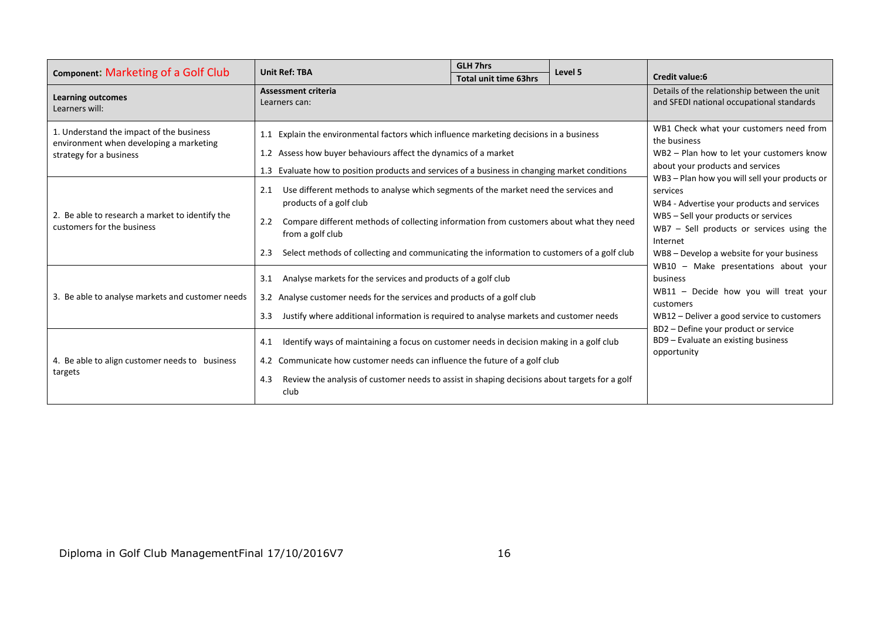| Component: Marketing of a Golf Club | Unit Ref: TBA | GLH 7hrs | Level 5 | Credit value:6 |
|---|---|---|---|---|
| | | Total unit time 63hrs | | |
| **Learning outcomes** Learners will: | **Assessment criteria** Learners can: | | | Details of the relationship between the unit and SFEDI national occupational standards |
| 1. Understand the impact of the business environment when developing a marketing strategy for a business | 1.1 Explain the environmental factors which influence marketing decisions in a business<br>1.2 Assess how buyer behaviours affect the dynamics of a market<br>1.3 Evaluate how to position products and services of a business in changing market conditions | | | WB1 Check what your customers need from the business<br>WB2 – Plan how to let your customers know about your products and services<br>WB3 – Plan how you will sell your products or services<br>WB4 - Advertise your products and services<br>WB5 – Sell your products or services<br>WB7 – Sell products or services using the Internet<br>WB8 – Develop a website for your business<br>WB10 – Make presentations about your business<br>WB11 – Decide how you will treat your customers<br>WB12 – Deliver a good service to customers<br>BD2 – Define your product or service<br>BD9 – Evaluate an existing business opportunity |
| 2. Be able to research a market to identify the customers for the business | 2.1 Use different methods to analyse which segments of the market need the services and products of a golf club<br>2.2 Compare different methods of collecting information from customers about what they need from a golf club<br>2.3 Select methods of collecting and communicating the information to customers of a golf club | | | |
| 3. Be able to analyse markets and customer needs | 3.1 Analyse markets for the services and products of a golf club<br>3.2 Analyse customer needs for the services and products of a golf club<br>3.3 Justify where additional information is required to analyse markets and customer needs | | | |
| 4. Be able to align customer needs to business targets | 4.1 Identify ways of maintaining a focus on customer needs in decision making in a golf club<br>4.2 Communicate how customer needs can influence the future of a golf club<br>4.3 Review the analysis of customer needs to assist in shaping decisions about targets for a golf club | | | |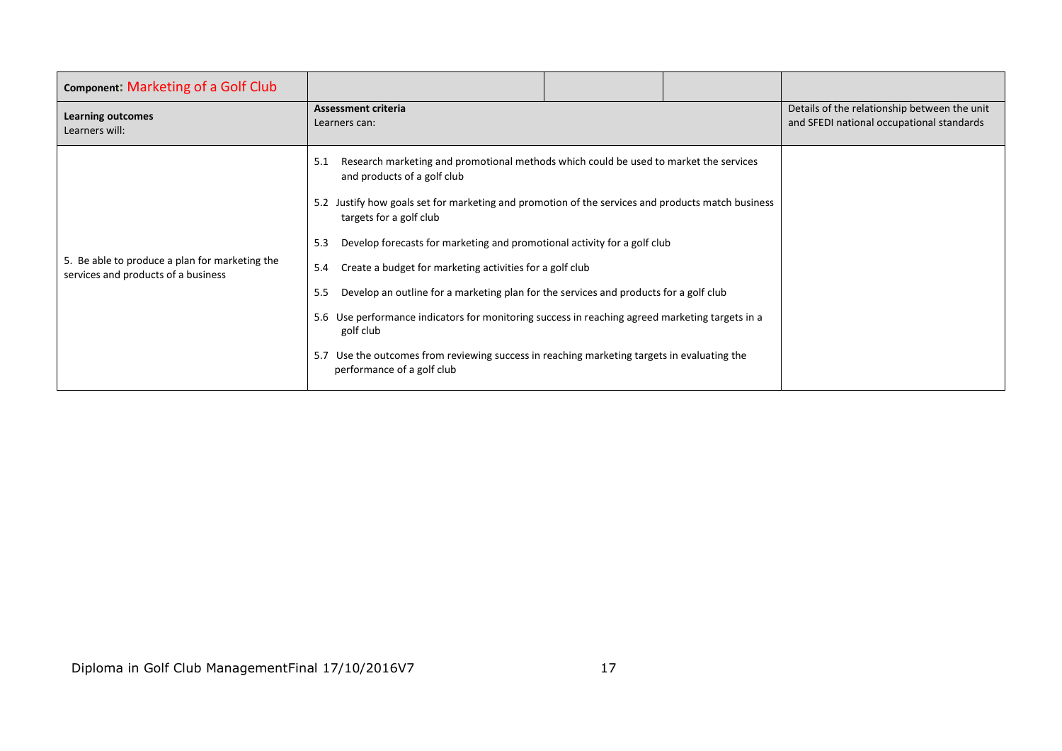| **Component: Marketing of a Golf Club** | | |
|---|---|---|
| **Learning outcomes**<br>Learners will: | **Assessment criteria**<br>Learners can: | Details of the relationship between the unit and SFEDI national occupational standards |
| 5. Be able to produce a plan for marketing the services and products of a business | 5.1 Research marketing and promotional methods which could be used to market the services and products of a golf club<br><br>5.2 Justify how goals set for marketing and promotion of the services and products match business targets for a golf club<br><br>5.3 Develop forecasts for marketing and promotional activity for a golf club<br><br>5.4 Create a budget for marketing activities for a golf club<br><br>5.5 Develop an outline for a marketing plan for the services and products for a golf club<br><br>5.6 Use performance indicators for monitoring success in reaching agreed marketing targets in a golf club<br><br>5.7 Use the outcomes from reviewing success in reaching marketing targets in evaluating the performance of a golf club | |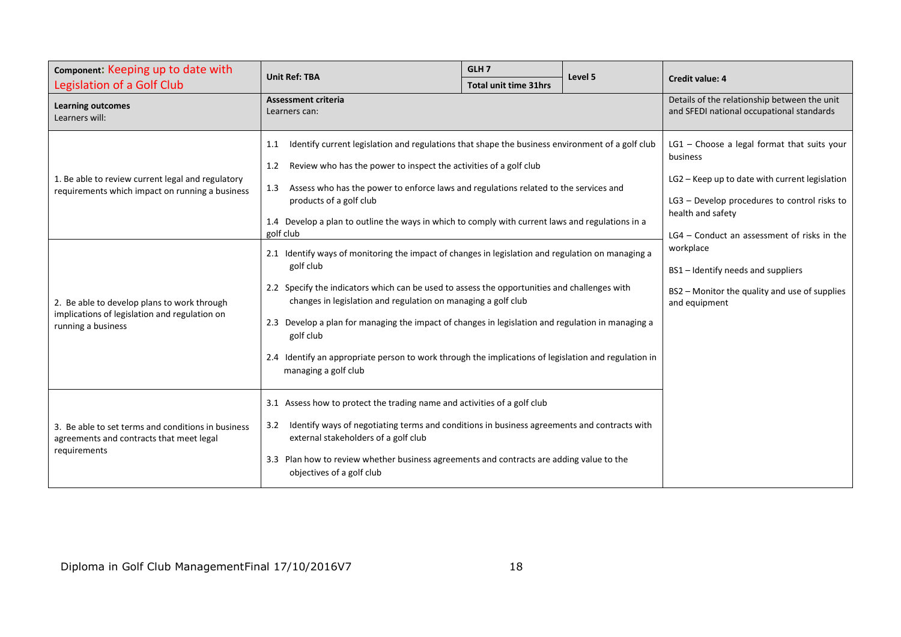| Component: Keeping up to date with Legislation of a Golf Club | Unit Ref: TBA | GLH 7 | Level 5 | Credit value: 4 |
|---|---|---|---|---|
| | | Total unit time 31hrs | | |
| **Learning outcomes** Learners will: | **Assessment criteria** Learners can: | | | Details of the relationship between the unit and SFEDI national occupational standards |
| 1. Be able to review current legal and regulatory requirements which impact on running a business | 1.1 Identify current legislation and regulations that shape the business environment of a golf club<br>1.2 Review who has the power to inspect the activities of a golf club<br>1.3 Assess who has the power to enforce laws and regulations related to the services and products of a golf club<br>1.4 Develop a plan to outline the ways in which to comply with current laws and regulations in a golf club | | | LG1 – Choose a legal format that suits your business<br>LG2 – Keep up to date with current legislation<br>LG3 – Develop procedures to control risks to health and safety<br>LG4 – Conduct an assessment of risks in the workplace<br>BS1 – Identify needs and suppliers<br>BS2 – Monitor the quality and use of supplies and equipment |
| 2. Be able to develop plans to work through implications of legislation and regulation on running a business | 2.1 Identify ways of monitoring the impact of changes in legislation and regulation on managing a golf club<br>2.2 Specify the indicators which can be used to assess the opportunities and challenges with changes in legislation and regulation on managing a golf club<br>2.3 Develop a plan for managing the impact of changes in legislation and regulation in managing a golf club<br>2.4 Identify an appropriate person to work through the implications of legislation and regulation in managing a golf club | | | |
| 3. Be able to set terms and conditions in business agreements and contracts that meet legal requirements | 3.1 Assess how to protect the trading name and activities of a golf club<br>3.2 Identify ways of negotiating terms and conditions in business agreements and contracts with external stakeholders of a golf club<br>3.3 Plan how to review whether business agreements and contracts are adding value to the objectives of a golf club | | | |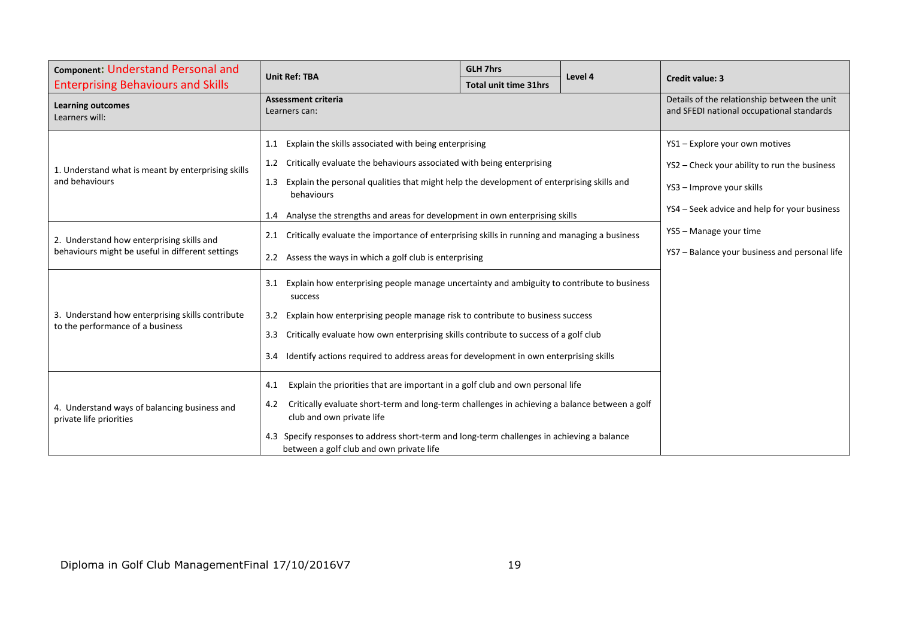| **Component: Understand Personal and Enterprising Behaviours and Skills** | **Unit Ref: TBA** | **GLH 7hrs** / **Total unit time 31hrs** | **Level 4** | **Credit value: 3** |
|---|---|---|---|---|
| **Learning outcomes** Learners will: | **Assessment criteria** Learners can: | | | Details of the relationship between the unit and SFEDI national occupational standards |
| 1. Understand what is meant by enterprising skills and behaviours | 1.1 Explain the skills associated with being enterprising<br>1.2 Critically evaluate the behaviours associated with being enterprising<br>1.3 Explain the personal qualities that might help the development of enterprising skills and behaviours<br>1.4 Analyse the strengths and areas for development in own enterprising skills | | | YS1 – Explore your own motives<br>YS2 – Check your ability to run the business<br>YS3 – Improve your skills<br>YS4 – Seek advice and help for your business<br>YS5 – Manage your time<br>YS7 – Balance your business and personal life |
| 2. Understand how enterprising skills and behaviours might be useful in different settings | 2.1 Critically evaluate the importance of enterprising skills in running and managing a business<br>2.2 Assess the ways in which a golf club is enterprising | | | |
| 3. Understand how enterprising skills contribute to the performance of a business | 3.1 Explain how enterprising people manage uncertainty and ambiguity to contribute to business success<br>3.2 Explain how enterprising people manage risk to contribute to business success<br>3.3 Critically evaluate how own enterprising skills contribute to success of a golf club<br>3.4 Identify actions required to address areas for development in own enterprising skills | | | |
| 4. Understand ways of balancing business and private life priorities | 4.1 Explain the priorities that are important in a golf club and own personal life<br>4.2 Critically evaluate short-term and long-term challenges in achieving a balance between a golf club and own private life<br>4.3 Specify responses to address short-term and long-term challenges in achieving a balance between a golf club and own private life | | | |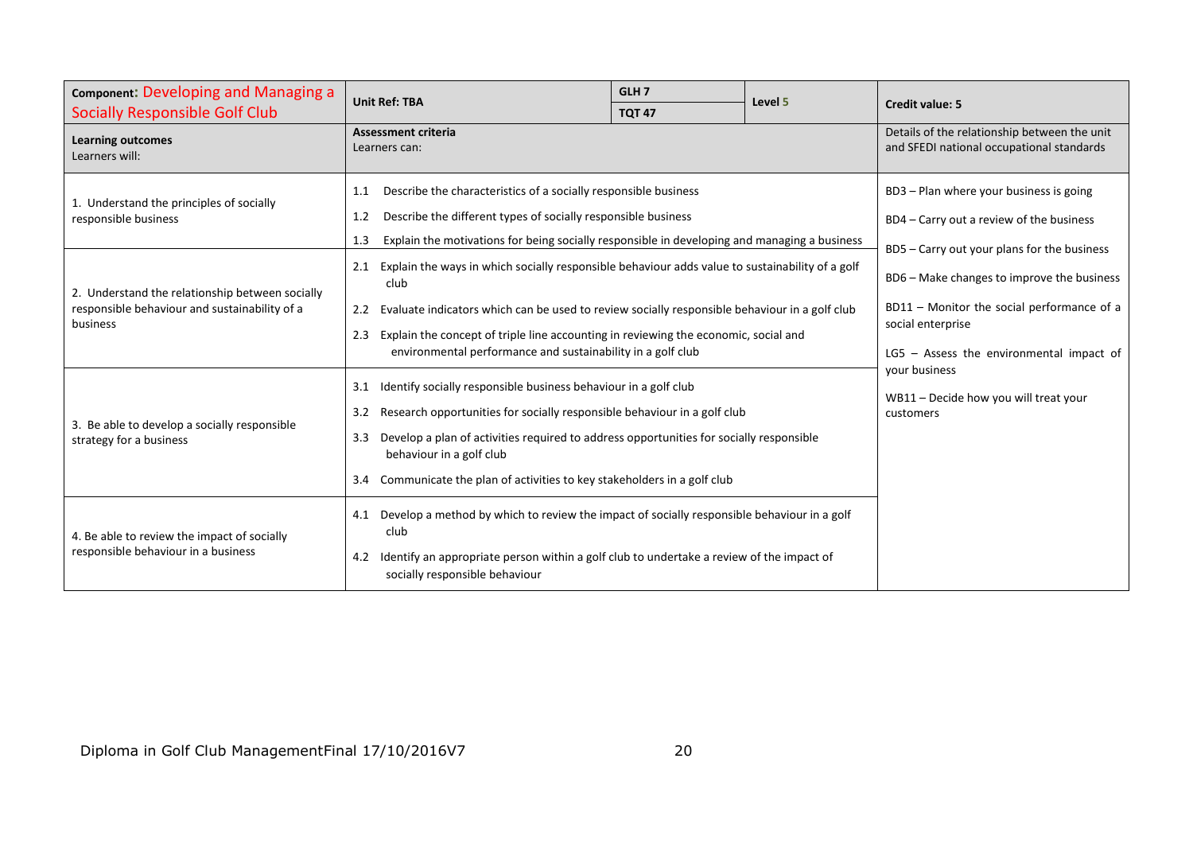| **Component: Developing and Managing a Socially Responsible Golf Club** | **Unit Ref: TBA** | **GLH 7** / **TQT 47** | **Level 5** | **Credit value: 5** |
|---|---|---|---|---|
| **Learning outcomes** Learners will: | **Assessment criteria** Learners can: | | | Details of the relationship between the unit and SFEDI national occupational standards |
| 1. Understand the principles of socially responsible business | 1.1 Describe the characteristics of a socially responsible business<br>1.2 Describe the different types of socially responsible business<br>1.3 Explain the motivations for being socially responsible in developing and managing a business | | | BD3 – Plan where your business is going<br>BD4 – Carry out a review of the business<br>BD5 – Carry out your plans for the business<br>BD6 – Make changes to improve the business<br>BD11 – Monitor the social performance of a social enterprise<br>LG5 – Assess the environmental impact of your business<br>WB11 – Decide how you will treat your customers |
| 2. Understand the relationship between socially responsible behaviour and sustainability of a business | 2.1 Explain the ways in which socially responsible behaviour adds value to sustainability of a golf club<br>2.2 Evaluate indicators which can be used to review socially responsible behaviour in a golf club<br>2.3 Explain the concept of triple line accounting in reviewing the economic, social and environmental performance and sustainability in a golf club | | | |
| 3. Be able to develop a socially responsible strategy for a business | 3.1 Identify socially responsible business behaviour in a golf club<br>3.2 Research opportunities for socially responsible behaviour in a golf club<br>3.3 Develop a plan of activities required to address opportunities for socially responsible behaviour in a golf club<br>3.4 Communicate the plan of activities to key stakeholders in a golf club | | | |
| 4. Be able to review the impact of socially responsible behaviour in a business | 4.1 Develop a method by which to review the impact of socially responsible behaviour in a golf club<br>4.2 Identify an appropriate person within a golf club to undertake a review of the impact of socially responsible behaviour | | | |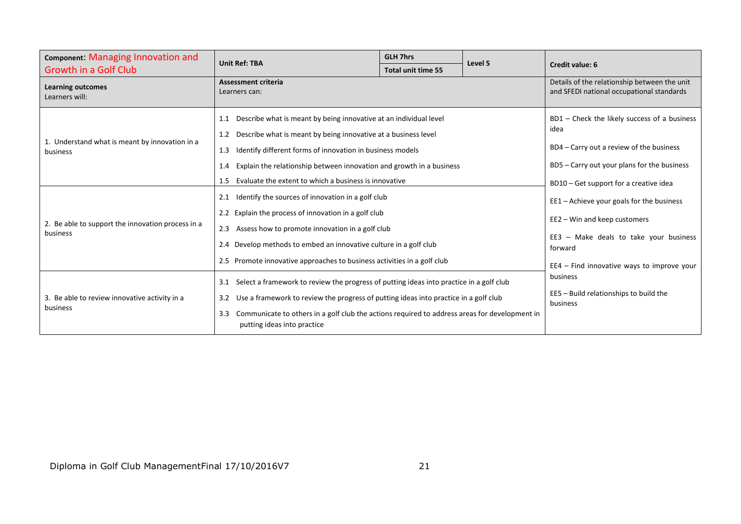| **Component: Managing Innovation and Growth in a Golf Club** | **Unit Ref: TBA** | **GLH 7hrs** / **Total unit time 55** | **Level 5** | **Credit value: 6** |
|---|---|---|---|---|
| **Learning outcomes** Learners will: | **Assessment criteria** Learners can: | | | Details of the relationship between the unit and SFEDI national occupational standards |
| 1. Understand what is meant by innovation in a business | 1.1 Describe what is meant by being innovative at an individual level<br>1.2 Describe what is meant by being innovative at a business level<br>1.3 Identify different forms of innovation in business models<br>1.4 Explain the relationship between innovation and growth in a business<br>1.5 Evaluate the extent to which a business is innovative | | | BD1 – Check the likely success of a business idea<br>BD4 – Carry out a review of the business<br>BD5 – Carry out your plans for the business<br>BD10 – Get support for a creative idea<br>EE1 – Achieve your goals for the business<br>EE2 – Win and keep customers<br>EE3 – Make deals to take your business forward<br>EE4 – Find innovative ways to improve your business<br>EE5 – Build relationships to build the business |
| 2. Be able to support the innovation process in a business | 2.1 Identify the sources of innovation in a golf club<br>2.2 Explain the process of innovation in a golf club<br>2.3 Assess how to promote innovation in a golf club<br>2.4 Develop methods to embed an innovative culture in a golf club<br>2.5 Promote innovative approaches to business activities in a golf club | | | |
| 3. Be able to review innovative activity in a business | 3.1 Select a framework to review the progress of putting ideas into practice in a golf club<br>3.2 Use a framework to review the progress of putting ideas into practice in a golf club<br>3.3 Communicate to others in a golf club the actions required to address areas for development in putting ideas into practice | | | |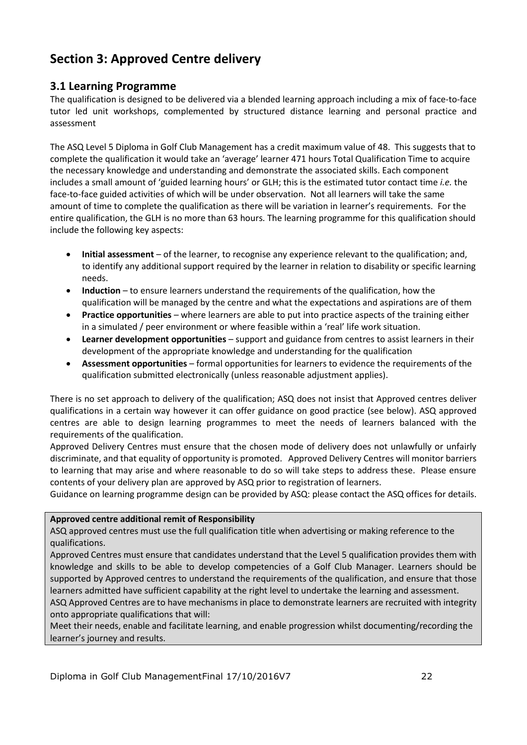# Section 3: Approved Centre delivery

## 3.1 Learning Programme

The qualification is designed to be delivered via a blended learning approach including a mix of face-to-face tutor led unit workshops, complemented by structured distance learning and personal practice and assessment

The ASQ Level 5 Diploma in Golf Club Management has a credit maximum value of 48. This suggests that to complete the qualification it would take an 'average' learner 471 hours Total Qualification Time to acquire the necessary knowledge and understanding and demonstrate the associated skills. Each component includes a small amount of 'guided learning hours' or GLH; this is the estimated tutor contact time *i.e.* the face-to-face guided activities of which will be under observation. Not all learners will take the same amount of time to complete the qualification as there will be variation in learner's requirements. For the entire qualification, the GLH is no more than 63 hours. The learning programme for this qualification should include the following key aspects:

- **Initial assessment** – of the learner, to recognise any experience relevant to the qualification; and, to identify any additional support required by the learner in relation to disability or specific learning needs.
- **Induction** – to ensure learners understand the requirements of the qualification, how the qualification will be managed by the centre and what the expectations and aspirations are of them
- **Practice opportunities** – where learners are able to put into practice aspects of the training either in a simulated / peer environment or where feasible within a 'real' life work situation.
- **Learner development opportunities** – support and guidance from centres to assist learners in their development of the appropriate knowledge and understanding for the qualification
- **Assessment opportunities** – formal opportunities for learners to evidence the requirements of the qualification submitted electronically (unless reasonable adjustment applies).

There is no set approach to delivery of the qualification; ASQ does not insist that Approved centres deliver qualifications in a certain way however it can offer guidance on good practice (see below). ASQ approved centres are able to design learning programmes to meet the needs of learners balanced with the requirements of the qualification.

Approved Delivery Centres must ensure that the chosen mode of delivery does not unlawfully or unfairly discriminate, and that equality of opportunity is promoted. Approved Delivery Centres will monitor barriers to learning that may arise and where reasonable to do so will take steps to address these. Please ensure contents of your delivery plan are approved by ASQ prior to registration of learners.

Guidance on learning programme design can be provided by ASQ: please contact the ASQ offices for details.

**Approved centre additional remit of Responsibility**

ASQ approved centres must use the full qualification title when advertising or making reference to the qualifications.

Approved Centres must ensure that candidates understand that the Level 5 qualification provides them with knowledge and skills to be able to develop competencies of a Golf Club Manager. Learners should be supported by Approved centres to understand the requirements of the qualification, and ensure that those learners admitted have sufficient capability at the right level to undertake the learning and assessment.

ASQ Approved Centres are to have mechanisms in place to demonstrate learners are recruited with integrity onto appropriate qualifications that will:

Meet their needs, enable and facilitate learning, and enable progression whilst documenting/recording the learner's journey and results.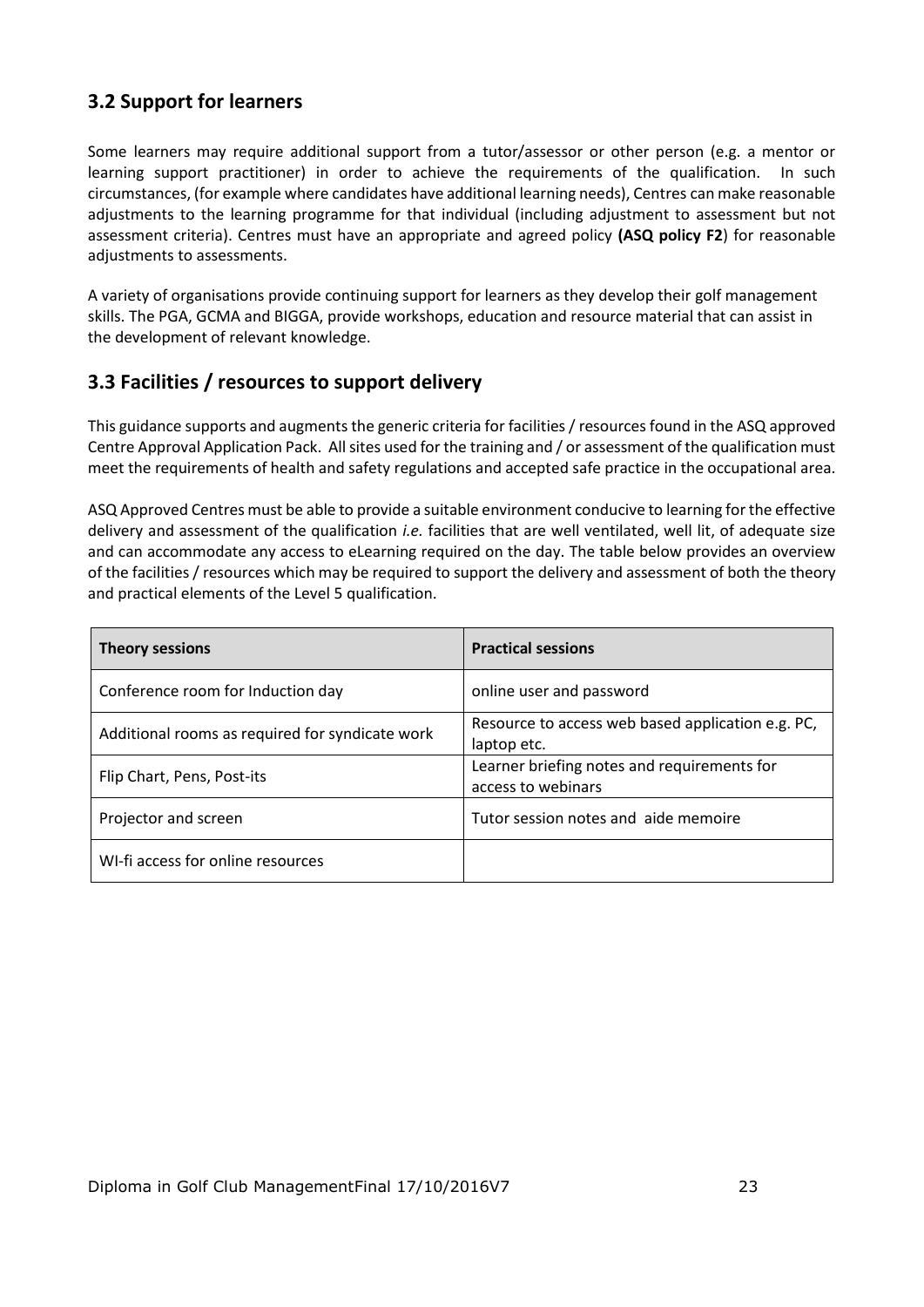## 3.2 Support for learners

Some learners may require additional support from a tutor/assessor or other person (e.g. a mentor or learning support practitioner) in order to achieve the requirements of the qualification. In such circumstances, (for example where candidates have additional learning needs), Centres can make reasonable adjustments to the learning programme for that individual (including adjustment to assessment but not assessment criteria). Centres must have an appropriate and agreed policy **(ASQ policy F2**) for reasonable adjustments to assessments.

A variety of organisations provide continuing support for learners as they develop their golf management skills. The PGA, GCMA and BIGGA, provide workshops, education and resource material that can assist in the development of relevant knowledge.

## 3.3 Facilities / resources to support delivery

This guidance supports and augments the generic criteria for facilities / resources found in the ASQ approved Centre Approval Application Pack. All sites used for the training and / or assessment of the qualification must meet the requirements of health and safety regulations and accepted safe practice in the occupational area.

ASQ Approved Centres must be able to provide a suitable environment conducive to learning for the effective delivery and assessment of the qualification *i.e.* facilities that are well ventilated, well lit, of adequate size and can accommodate any access to eLearning required on the day. The table below provides an overview of the facilities / resources which may be required to support the delivery and assessment of both the theory and practical elements of the Level 5 qualification.

| Theory sessions | Practical sessions |
|---|---|
| Conference room for Induction day | online user and password |
| Additional rooms as required for syndicate work | Resource to access web based application e.g. PC, laptop etc. |
| Flip Chart, Pens, Post-its | Learner briefing notes and requirements for access to webinars |
| Projector and screen | Tutor session notes and aide memoire |
| WI-fi access for online resources | |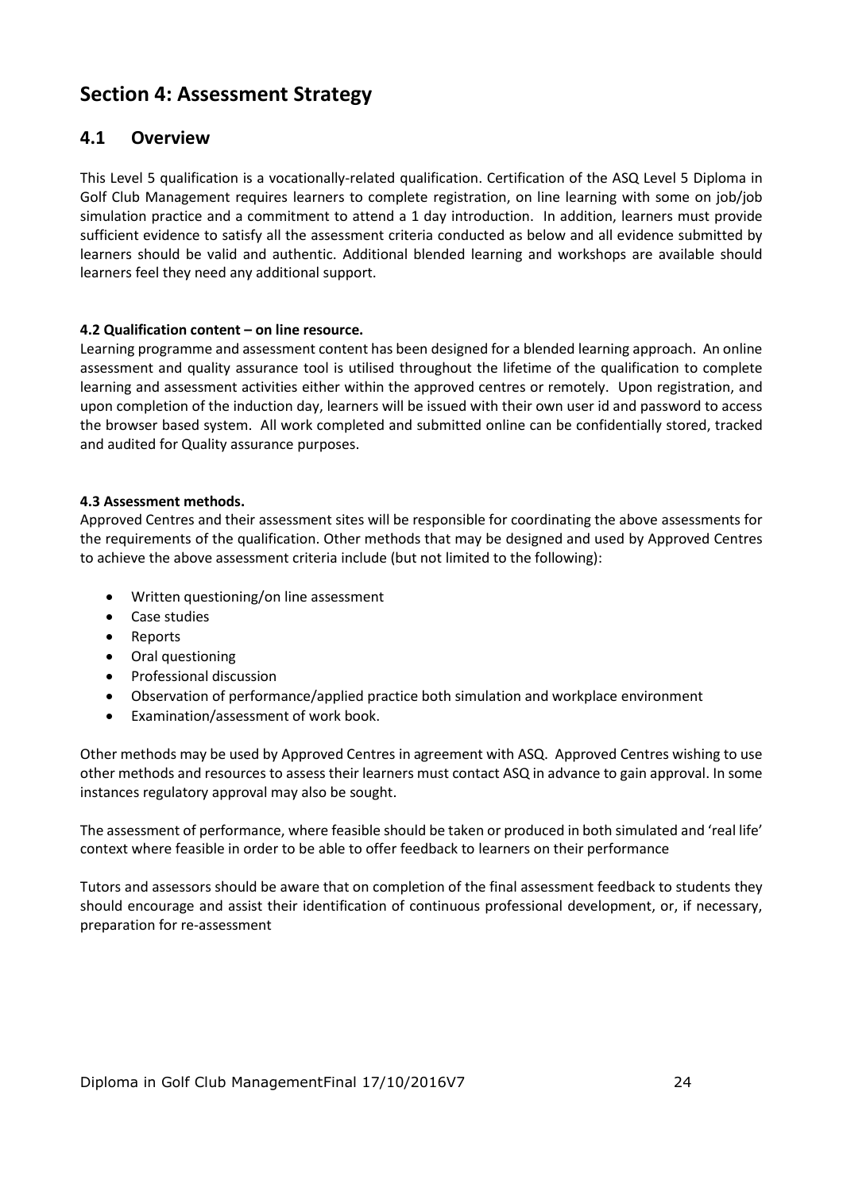# Section 4: Assessment Strategy

## 4.1 Overview

This Level 5 qualification is a vocationally-related qualification. Certification of the ASQ Level 5 Diploma in Golf Club Management requires learners to complete registration, on line learning with some on job/job simulation practice and a commitment to attend a 1 day introduction. In addition, learners must provide sufficient evidence to satisfy all the assessment criteria conducted as below and all evidence submitted by learners should be valid and authentic. Additional blended learning and workshops are available should learners feel they need any additional support.

**4.2 Qualification content – on line resource.**

Learning programme and assessment content has been designed for a blended learning approach. An online assessment and quality assurance tool is utilised throughout the lifetime of the qualification to complete learning and assessment activities either within the approved centres or remotely. Upon registration, and upon completion of the induction day, learners will be issued with their own user id and password to access the browser based system. All work completed and submitted online can be confidentially stored, tracked and audited for Quality assurance purposes.

**4.3 Assessment methods.**

Approved Centres and their assessment sites will be responsible for coordinating the above assessments for the requirements of the qualification. Other methods that may be designed and used by Approved Centres to achieve the above assessment criteria include (but not limited to the following):

- Written questioning/on line assessment
- Case studies
- Reports
- Oral questioning
- Professional discussion
- Observation of performance/applied practice both simulation and workplace environment
- Examination/assessment of work book.

Other methods may be used by Approved Centres in agreement with ASQ. Approved Centres wishing to use other methods and resources to assess their learners must contact ASQ in advance to gain approval. In some instances regulatory approval may also be sought.

The assessment of performance, where feasible should be taken or produced in both simulated and 'real life' context where feasible in order to be able to offer feedback to learners on their performance

Tutors and assessors should be aware that on completion of the final assessment feedback to students they should encourage and assist their identification of continuous professional development, or, if necessary, preparation for re-assessment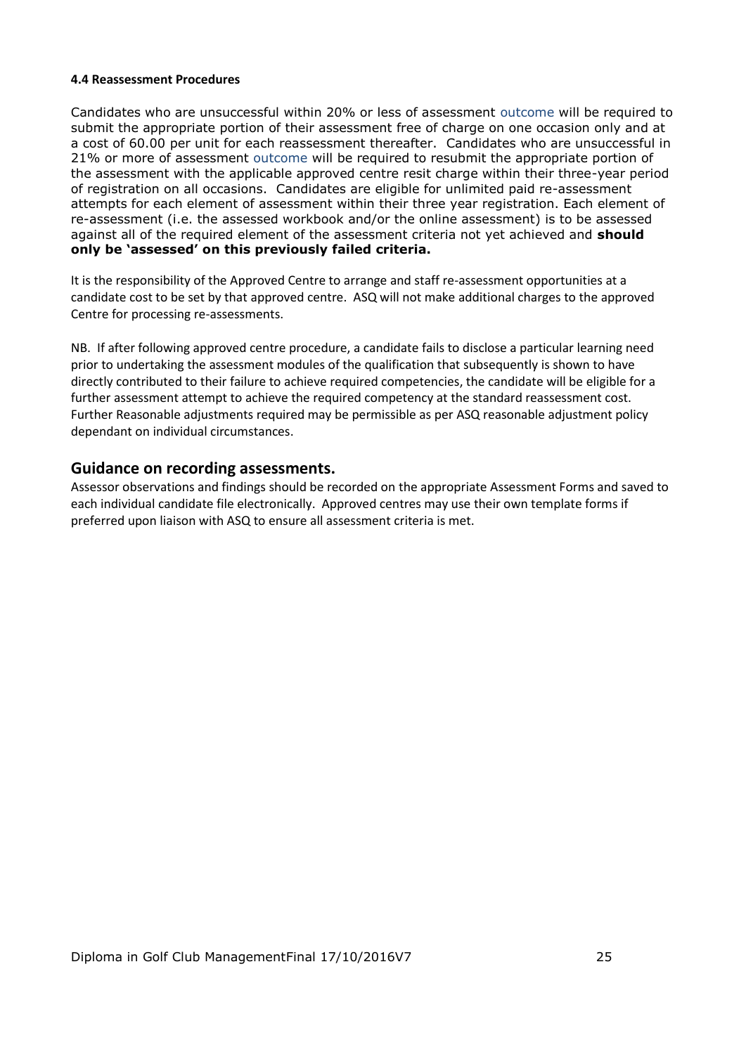#### 4.4 Reassessment Procedures

Candidates who are unsuccessful within 20% or less of assessment outcome will be required to submit the appropriate portion of their assessment free of charge on one occasion only and at a cost of 60.00 per unit for each reassessment thereafter. Candidates who are unsuccessful in 21% or more of assessment outcome will be required to resubmit the appropriate portion of the assessment with the applicable approved centre resit charge within their three-year period of registration on all occasions. Candidates are eligible for unlimited paid re-assessment attempts for each element of assessment within their three year registration. Each element of re-assessment (i.e. the assessed workbook and/or the online assessment) is to be assessed against all of the required element of the assessment criteria not yet achieved and **should only be 'assessed' on this previously failed criteria.**

It is the responsibility of the Approved Centre to arrange and staff re-assessment opportunities at a candidate cost to be set by that approved centre. ASQ will not make additional charges to the approved Centre for processing re-assessments.

NB. If after following approved centre procedure, a candidate fails to disclose a particular learning need prior to undertaking the assessment modules of the qualification that subsequently is shown to have directly contributed to their failure to achieve required competencies, the candidate will be eligible for a further assessment attempt to achieve the required competency at the standard reassessment cost. Further Reasonable adjustments required may be permissible as per ASQ reasonable adjustment policy dependant on individual circumstances.

## Guidance on recording assessments.

Assessor observations and findings should be recorded on the appropriate Assessment Forms and saved to each individual candidate file electronically. Approved centres may use their own template forms if preferred upon liaison with ASQ to ensure all assessment criteria is met.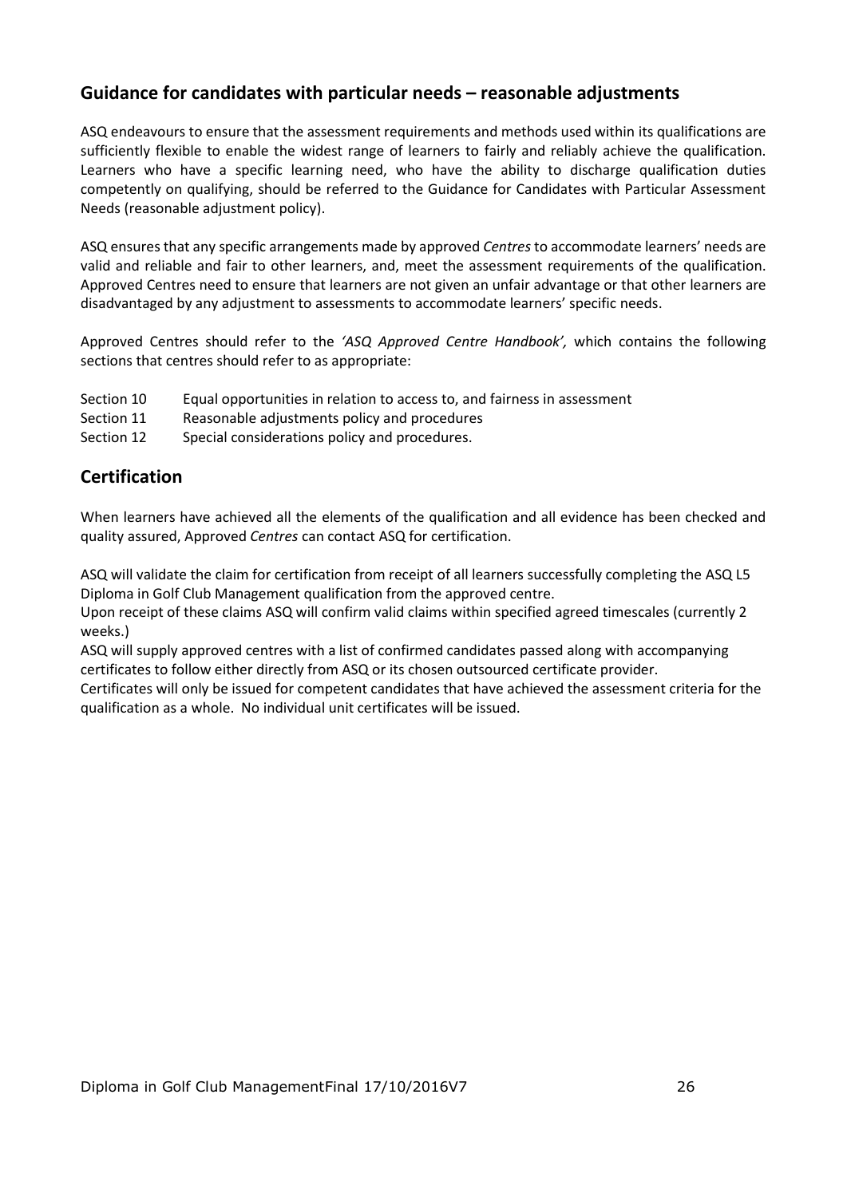## Guidance for candidates with particular needs – reasonable adjustments

ASQ endeavours to ensure that the assessment requirements and methods used within its qualifications are sufficiently flexible to enable the widest range of learners to fairly and reliably achieve the qualification. Learners who have a specific learning need, who have the ability to discharge qualification duties competently on qualifying, should be referred to the Guidance for Candidates with Particular Assessment Needs (reasonable adjustment policy).

ASQ ensures that any specific arrangements made by approved *Centres* to accommodate learners' needs are valid and reliable and fair to other learners, and, meet the assessment requirements of the qualification. Approved Centres need to ensure that learners are not given an unfair advantage or that other learners are disadvantaged by any adjustment to assessments to accommodate learners' specific needs.

Approved Centres should refer to the *'ASQ Approved Centre Handbook',* which contains the following sections that centres should refer to as appropriate:

Section 10 Equal opportunities in relation to access to, and fairness in assessment
Section 11 Reasonable adjustments policy and procedures
Section 12 Special considerations policy and procedures.

## Certification

When learners have achieved all the elements of the qualification and all evidence has been checked and quality assured, Approved *Centres* can contact ASQ for certification.

ASQ will validate the claim for certification from receipt of all learners successfully completing the ASQ L5 Diploma in Golf Club Management qualification from the approved centre.
Upon receipt of these claims ASQ will confirm valid claims within specified agreed timescales (currently 2 weeks.)
ASQ will supply approved centres with a list of confirmed candidates passed along with accompanying certificates to follow either directly from ASQ or its chosen outsourced certificate provider.
Certificates will only be issued for competent candidates that have achieved the assessment criteria for the qualification as a whole. No individual unit certificates will be issued.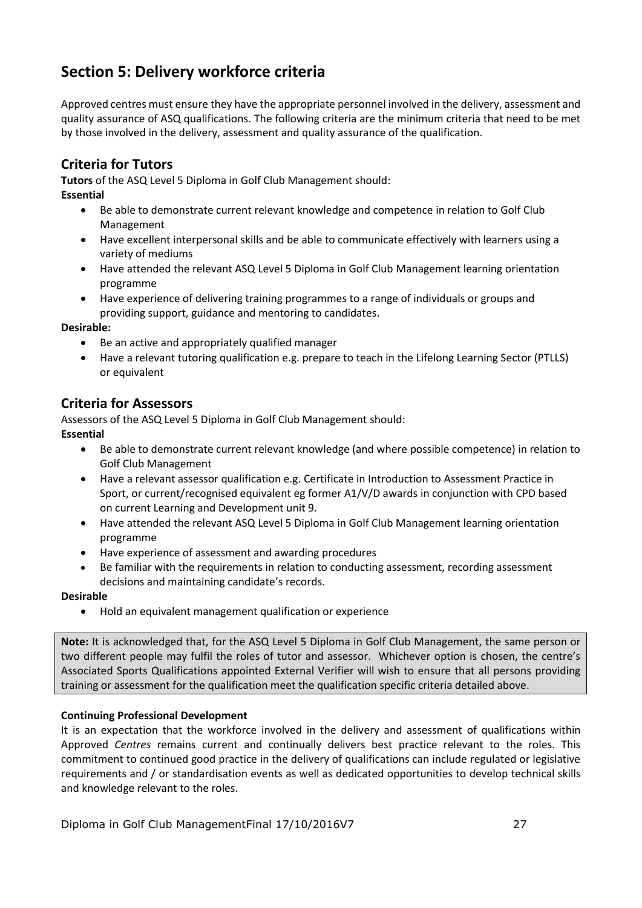# Section 5: Delivery workforce criteria

Approved centres must ensure they have the appropriate personnel involved in the delivery, assessment and quality assurance of ASQ qualifications. The following criteria are the minimum criteria that need to be met by those involved in the delivery, assessment and quality assurance of the qualification.

## Criteria for Tutors

**Tutors** of the ASQ Level 5 Diploma in Golf Club Management should:

**Essential**

- Be able to demonstrate current relevant knowledge and competence in relation to Golf Club Management
- Have excellent interpersonal skills and be able to communicate effectively with learners using a variety of mediums
- Have attended the relevant ASQ Level 5 Diploma in Golf Club Management learning orientation programme
- Have experience of delivering training programmes to a range of individuals or groups and providing support, guidance and mentoring to candidates.

**Desirable:**

- Be an active and appropriately qualified manager
- Have a relevant tutoring qualification e.g. prepare to teach in the Lifelong Learning Sector (PTLLS) or equivalent

## Criteria for Assessors

Assessors of the ASQ Level 5 Diploma in Golf Club Management should:

**Essential**

- Be able to demonstrate current relevant knowledge (and where possible competence) in relation to Golf Club Management
- Have a relevant assessor qualification e.g. Certificate in Introduction to Assessment Practice in Sport, or current/recognised equivalent eg former A1/V/D awards in conjunction with CPD based on current Learning and Development unit 9.
- Have attended the relevant ASQ Level 5 Diploma in Golf Club Management learning orientation programme
- Have experience of assessment and awarding procedures
- Be familiar with the requirements in relation to conducting assessment, recording assessment decisions and maintaining candidate's records.

**Desirable**

- Hold an equivalent management qualification or experience

**Note:** It is acknowledged that, for the ASQ Level 5 Diploma in Golf Club Management, the same person or two different people may fulfil the roles of tutor and assessor. Whichever option is chosen, the centre's Associated Sports Qualifications appointed External Verifier will wish to ensure that all persons providing training or assessment for the qualification meet the qualification specific criteria detailed above.

**Continuing Professional Development**

It is an expectation that the workforce involved in the delivery and assessment of qualifications within Approved *Centres* remains current and continually delivers best practice relevant to the roles. This commitment to continued good practice in the delivery of qualifications can include regulated or legislative requirements and / or standardisation events as well as dedicated opportunities to develop technical skills and knowledge relevant to the roles.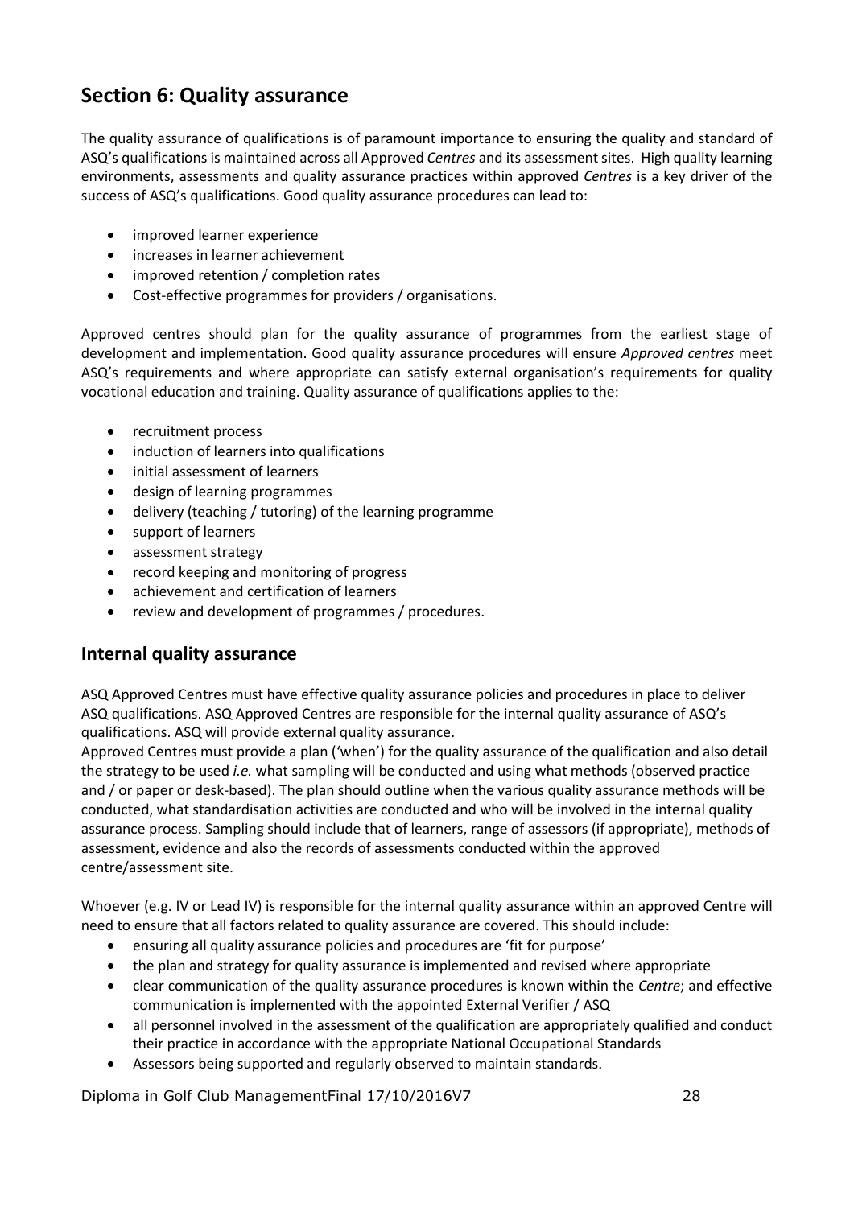## Section 6: Quality assurance

The quality assurance of qualifications is of paramount importance to ensuring the quality and standard of ASQ's qualifications is maintained across all Approved *Centres* and its assessment sites. High quality learning environments, assessments and quality assurance practices within approved *Centres* is a key driver of the success of ASQ's qualifications. Good quality assurance procedures can lead to:

- improved learner experience
- increases in learner achievement
- improved retention / completion rates
- Cost-effective programmes for providers / organisations.

Approved centres should plan for the quality assurance of programmes from the earliest stage of development and implementation. Good quality assurance procedures will ensure *Approved centres* meet ASQ's requirements and where appropriate can satisfy external organisation's requirements for quality vocational education and training. Quality assurance of qualifications applies to the:

- recruitment process
- induction of learners into qualifications
- initial assessment of learners
- design of learning programmes
- delivery (teaching / tutoring) of the learning programme
- support of learners
- assessment strategy
- record keeping and monitoring of progress
- achievement and certification of learners
- review and development of programmes / procedures.

### Internal quality assurance

ASQ Approved Centres must have effective quality assurance policies and procedures in place to deliver ASQ qualifications. ASQ Approved Centres are responsible for the internal quality assurance of ASQ's qualifications. ASQ will provide external quality assurance.

Approved Centres must provide a plan ('when') for the quality assurance of the qualification and also detail the strategy to be used *i.e.* what sampling will be conducted and using what methods (observed practice and / or paper or desk-based). The plan should outline when the various quality assurance methods will be conducted, what standardisation activities are conducted and who will be involved in the internal quality assurance process. Sampling should include that of learners, range of assessors (if appropriate), methods of assessment, evidence and also the records of assessments conducted within the approved centre/assessment site.

Whoever (e.g. IV or Lead IV) is responsible for the internal quality assurance within an approved Centre will need to ensure that all factors related to quality assurance are covered. This should include:

- ensuring all quality assurance policies and procedures are 'fit for purpose'
- the plan and strategy for quality assurance is implemented and revised where appropriate
- clear communication of the quality assurance procedures is known within the *Centre*; and effective communication is implemented with the appointed External Verifier / ASQ
- all personnel involved in the assessment of the qualification are appropriately qualified and conduct their practice in accordance with the appropriate National Occupational Standards
- Assessors being supported and regularly observed to maintain standards.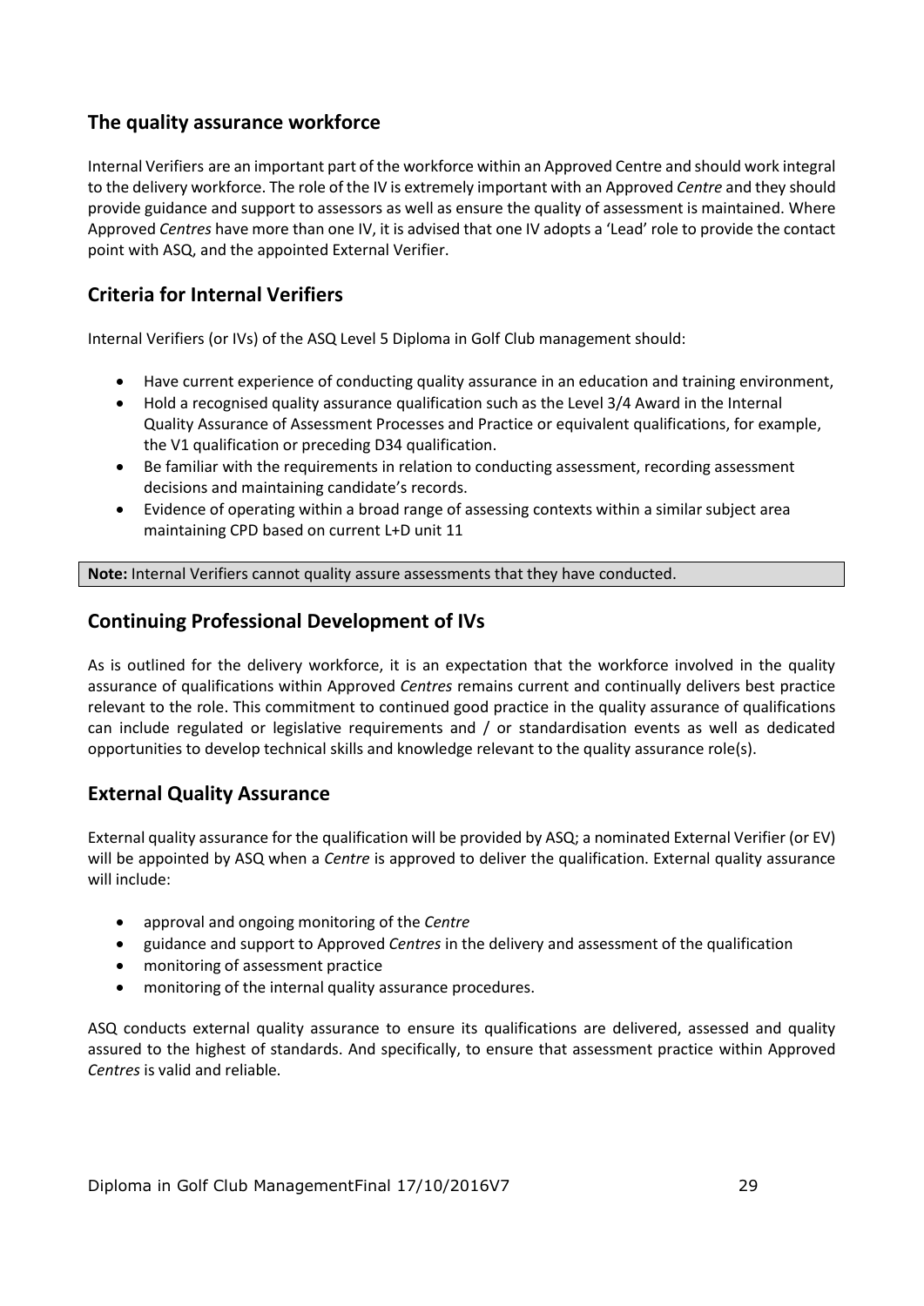## The quality assurance workforce

Internal Verifiers are an important part of the workforce within an Approved Centre and should work integral to the delivery workforce. The role of the IV is extremely important with an Approved *Centre* and they should provide guidance and support to assessors as well as ensure the quality of assessment is maintained. Where Approved *Centres* have more than one IV, it is advised that one IV adopts a 'Lead' role to provide the contact point with ASQ, and the appointed External Verifier.

## Criteria for Internal Verifiers

Internal Verifiers (or IVs) of the ASQ Level 5 Diploma in Golf Club management should:

- Have current experience of conducting quality assurance in an education and training environment,
- Hold a recognised quality assurance qualification such as the Level 3/4 Award in the Internal Quality Assurance of Assessment Processes and Practice or equivalent qualifications, for example, the V1 qualification or preceding D34 qualification.
- Be familiar with the requirements in relation to conducting assessment, recording assessment decisions and maintaining candidate's records.
- Evidence of operating within a broad range of assessing contexts within a similar subject area maintaining CPD based on current L+D unit 11

**Note:** Internal Verifiers cannot quality assure assessments that they have conducted.

## Continuing Professional Development of IVs

As is outlined for the delivery workforce, it is an expectation that the workforce involved in the quality assurance of qualifications within Approved *Centres* remains current and continually delivers best practice relevant to the role. This commitment to continued good practice in the quality assurance of qualifications can include regulated or legislative requirements and / or standardisation events as well as dedicated opportunities to develop technical skills and knowledge relevant to the quality assurance role(s).

## External Quality Assurance

External quality assurance for the qualification will be provided by ASQ; a nominated External Verifier (or EV) will be appointed by ASQ when a *Centre* is approved to deliver the qualification. External quality assurance will include:

- approval and ongoing monitoring of the *Centre*
- guidance and support to Approved *Centres* in the delivery and assessment of the qualification
- monitoring of assessment practice
- monitoring of the internal quality assurance procedures.

ASQ conducts external quality assurance to ensure its qualifications are delivered, assessed and quality assured to the highest of standards. And specifically, to ensure that assessment practice within Approved *Centres* is valid and reliable.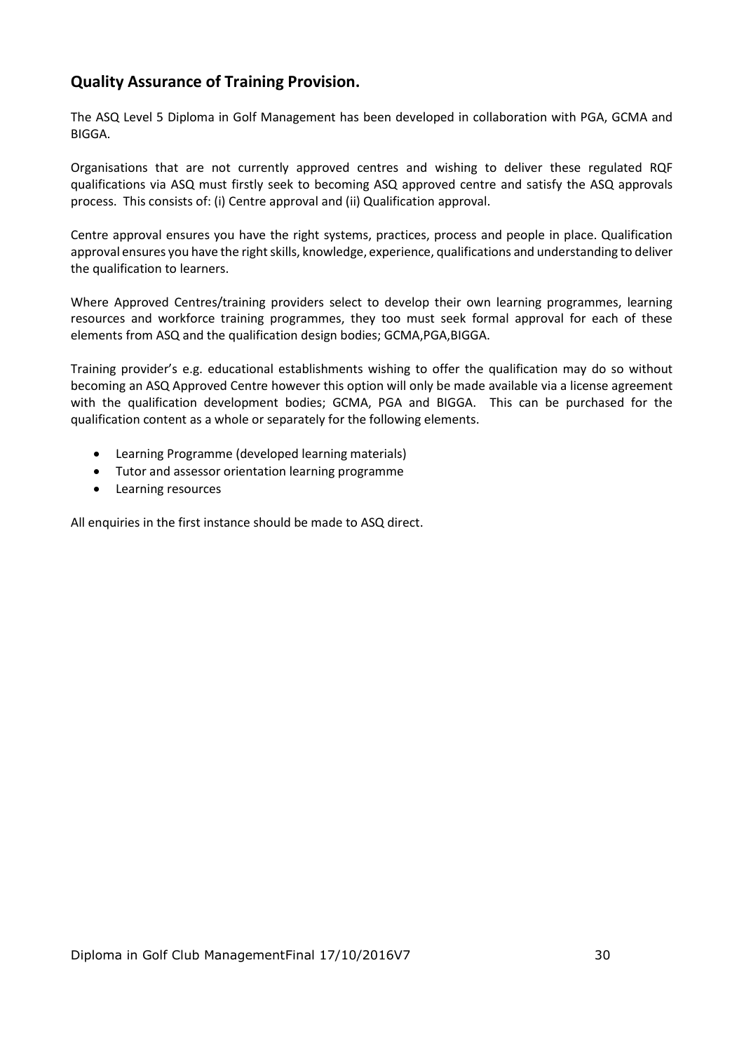## Quality Assurance of Training Provision.

The ASQ Level 5 Diploma in Golf Management has been developed in collaboration with PGA, GCMA and BIGGA.

Organisations that are not currently approved centres and wishing to deliver these regulated RQF qualifications via ASQ must firstly seek to becoming ASQ approved centre and satisfy the ASQ approvals process. This consists of: (i) Centre approval and (ii) Qualification approval.

Centre approval ensures you have the right systems, practices, process and people in place. Qualification approval ensures you have the right skills, knowledge, experience, qualifications and understanding to deliver the qualification to learners.

Where Approved Centres/training providers select to develop their own learning programmes, learning resources and workforce training programmes, they too must seek formal approval for each of these elements from ASQ and the qualification design bodies; GCMA,PGA,BIGGA.

Training provider's e.g. educational establishments wishing to offer the qualification may do so without becoming an ASQ Approved Centre however this option will only be made available via a license agreement with the qualification development bodies; GCMA, PGA and BIGGA. This can be purchased for the qualification content as a whole or separately for the following elements.

- Learning Programme (developed learning materials)
- Tutor and assessor orientation learning programme
- Learning resources

All enquiries in the first instance should be made to ASQ direct.